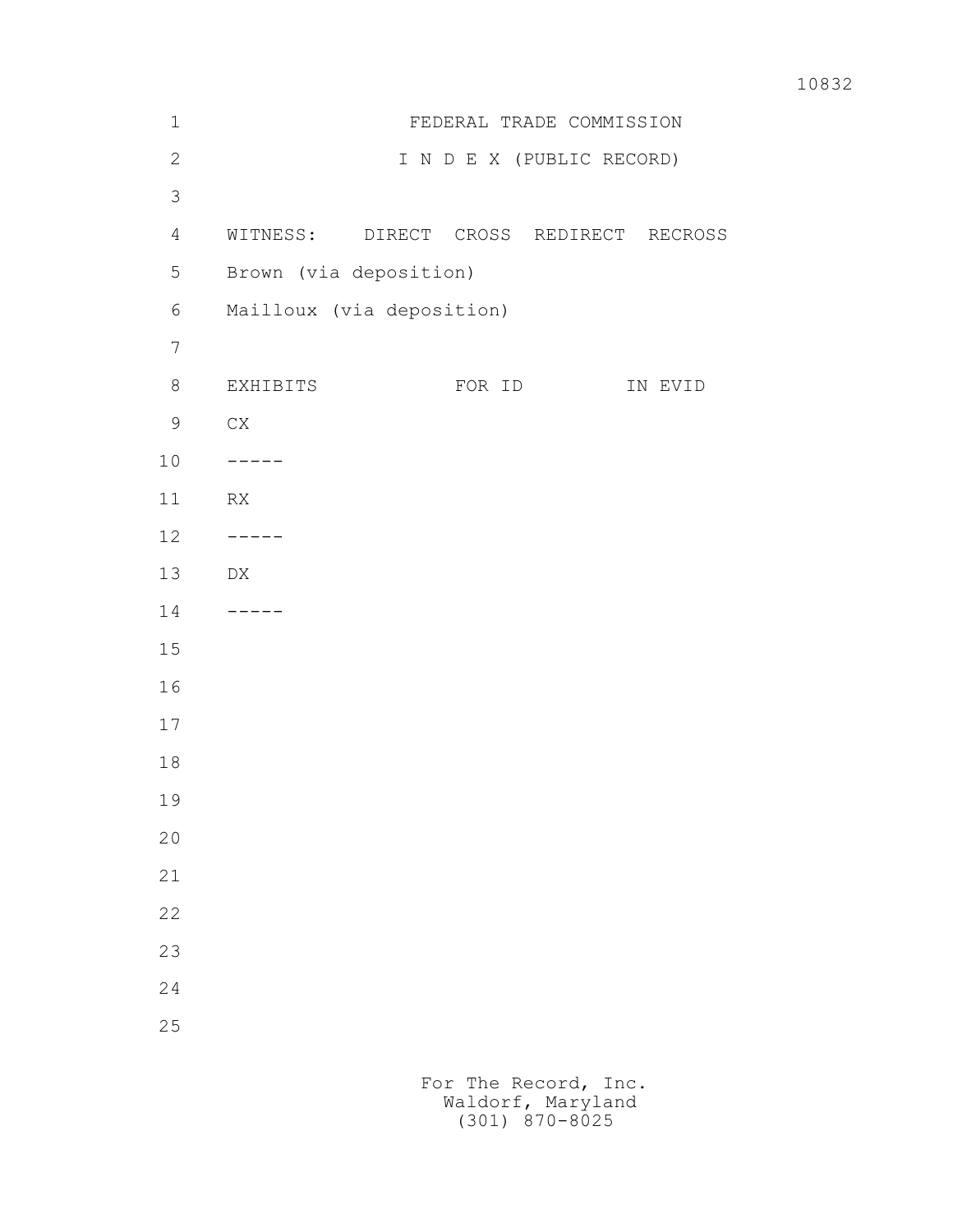# FEDERAL TRADE COMMISSION

## I N D E X (PUBLIC RECORD)

| WITNESS: | DIRECT | CROSS | REDIRECT | RECROSS |
|---|---|---|---|---|
| Brown (via deposition) | | | | |
| Mailloux (via deposition) | | | | |

| EXHIBITS | FOR ID | IN EVID |
|---|---|---|
| CX | | |
| ----- | | |
| RX | | |
| ----- | | |
| DX | | |
| ----- | | |

For The Record, Inc.
Waldorf, Maryland
(301) 870-8025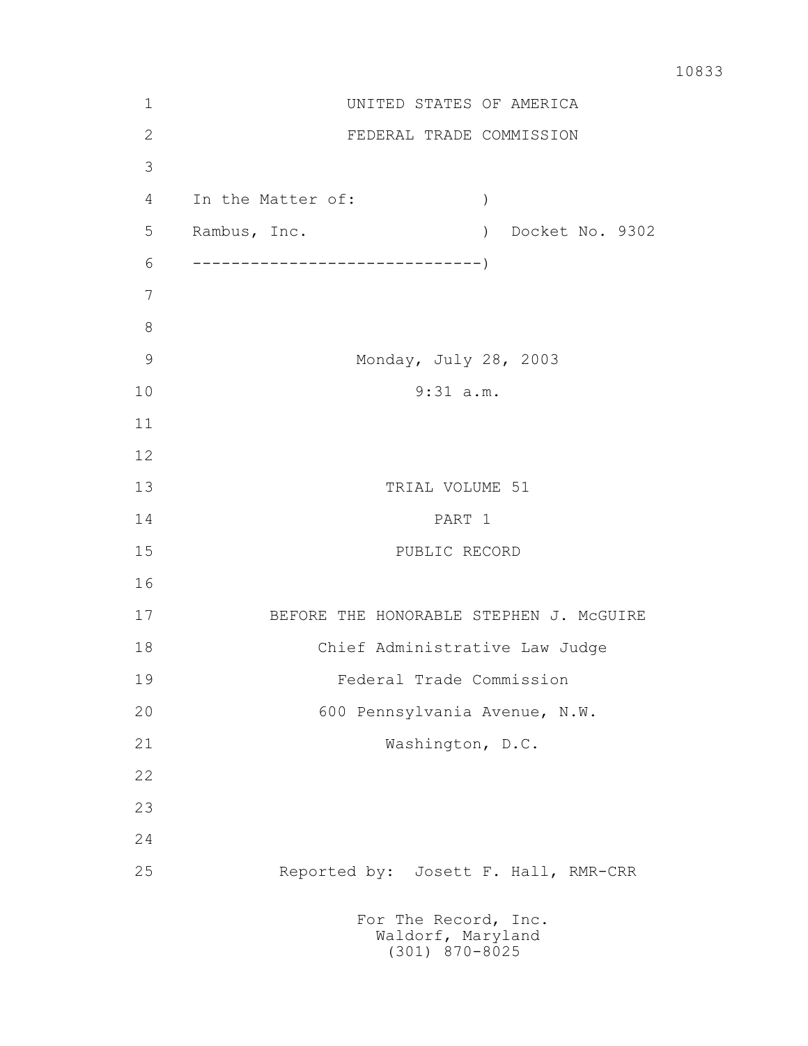UNITED STATES OF AMERICA

FEDERAL TRADE COMMISSION

```
In the Matter of:              )
Rambus, Inc.                   )  Docket No. 9302
-------------------------------)
```

Monday, July 28, 2003

9:31 a.m.

TRIAL VOLUME 51

PART 1

PUBLIC RECORD

BEFORE THE HONORABLE STEPHEN J. McGUIRE

Chief Administrative Law Judge

Federal Trade Commission

600 Pennsylvania Avenue, N.W.

Washington, D.C.

Reported by: Josett F. Hall, RMR-CRR

For The Record, Inc.
Waldorf, Maryland
(301) 870-8025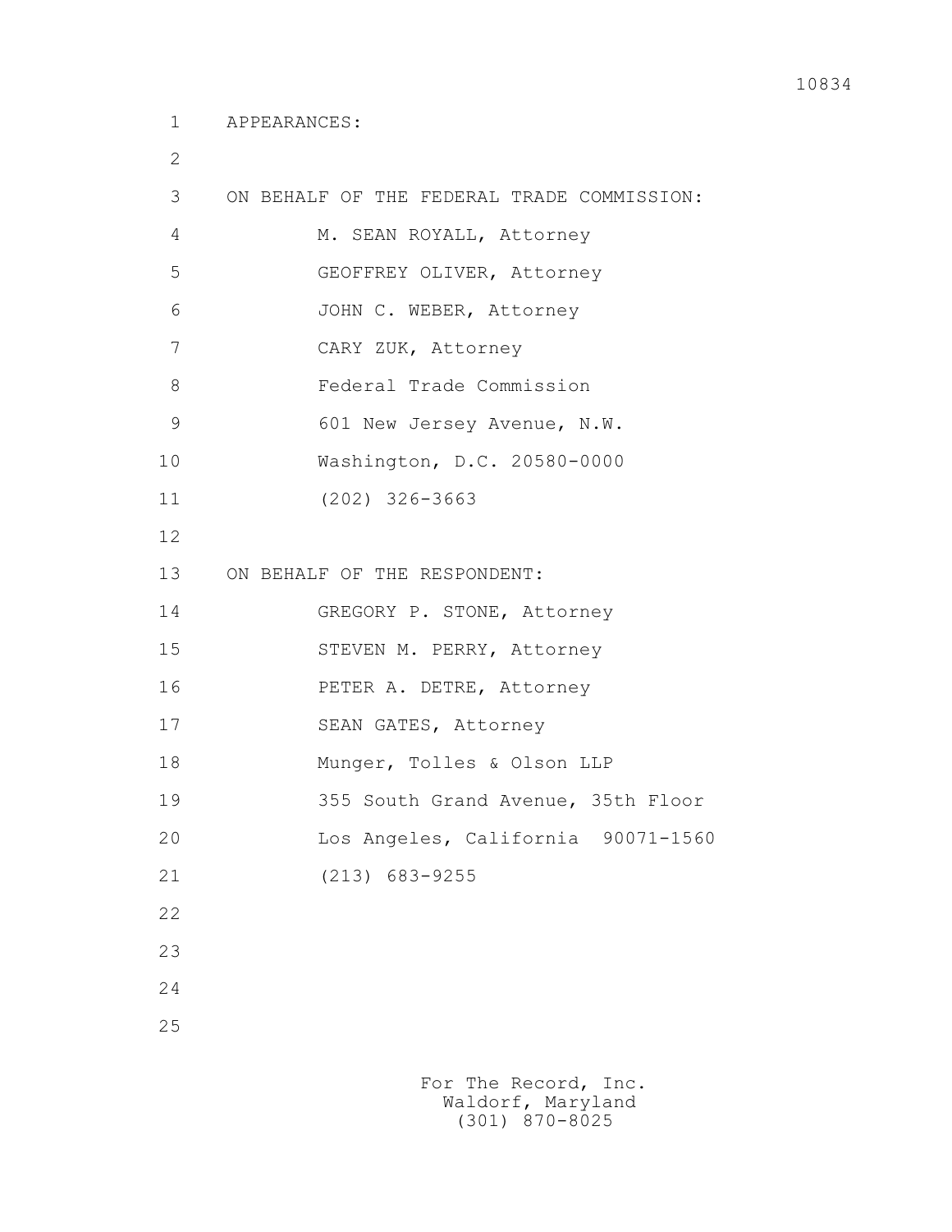APPEARANCES:

ON BEHALF OF THE FEDERAL TRADE COMMISSION:

M. SEAN ROYALL, Attorney
GEOFFREY OLIVER, Attorney
JOHN C. WEBER, Attorney
CARY ZUK, Attorney
Federal Trade Commission
601 New Jersey Avenue, N.W.
Washington, D.C. 20580-0000
(202) 326-3663

ON BEHALF OF THE RESPONDENT:

GREGORY P. STONE, Attorney
STEVEN M. PERRY, Attorney
PETER A. DETRE, Attorney
SEAN GATES, Attorney
Munger, Tolles & Olson LLP
355 South Grand Avenue, 35th Floor
Los Angeles, California 90071-1560
(213) 683-9255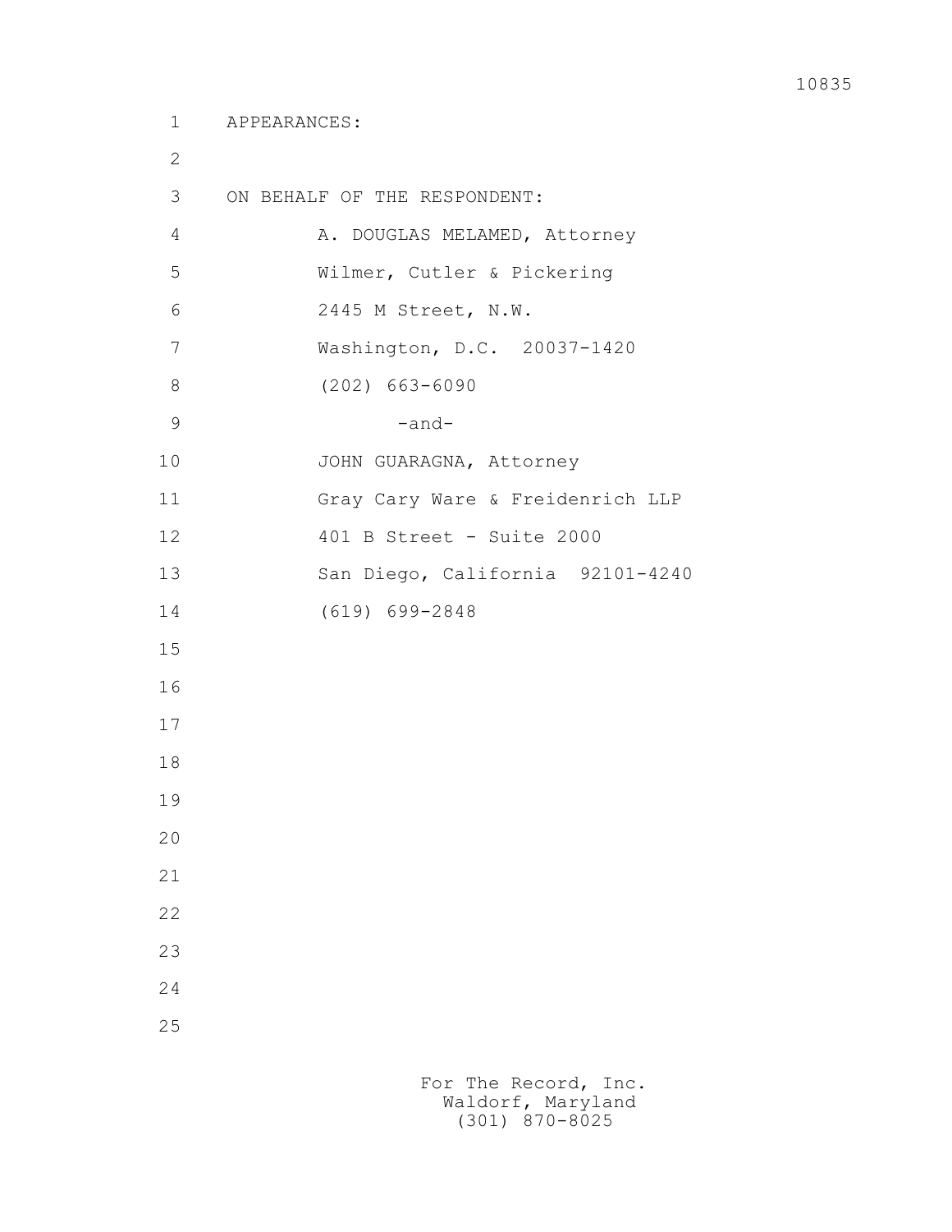APPEARANCES:

ON BEHALF OF THE RESPONDENT:

A. DOUGLAS MELAMED, Attorney
Wilmer, Cutler & Pickering
2445 M Street, N.W.
Washington, D.C. 20037-1420
(202) 663-6090

-and-

JOHN GUARAGNA, Attorney
Gray Cary Ware & Freidenrich LLP
401 B Street - Suite 2000
San Diego, California 92101-4240
(619) 699-2848

For The Record, Inc.
Waldorf, Maryland
(301) 870-8025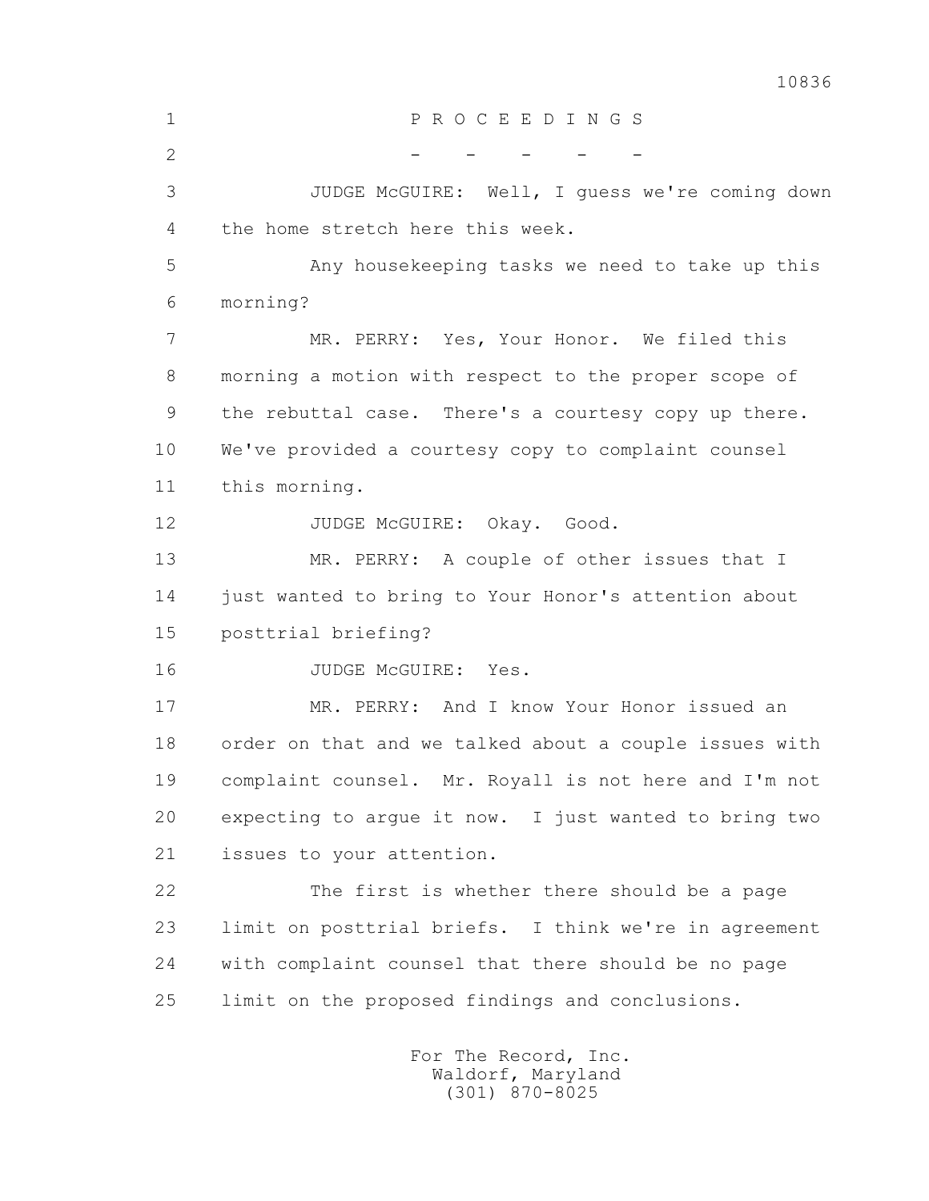P R O C E E D I N G S

\- - - - -

JUDGE McGUIRE: Well, I guess we're coming down the home stretch here this week.

Any housekeeping tasks we need to take up this morning?

MR. PERRY: Yes, Your Honor. We filed this morning a motion with respect to the proper scope of the rebuttal case. There's a courtesy copy up there. We've provided a courtesy copy to complaint counsel this morning.

JUDGE McGUIRE: Okay. Good.

MR. PERRY: A couple of other issues that I just wanted to bring to Your Honor's attention about posttrial briefing?

JUDGE McGUIRE: Yes.

MR. PERRY: And I know Your Honor issued an order on that and we talked about a couple issues with complaint counsel. Mr. Royall is not here and I'm not expecting to argue it now. I just wanted to bring two issues to your attention.

The first is whether there should be a page limit on posttrial briefs. I think we're in agreement with complaint counsel that there should be no page limit on the proposed findings and conclusions.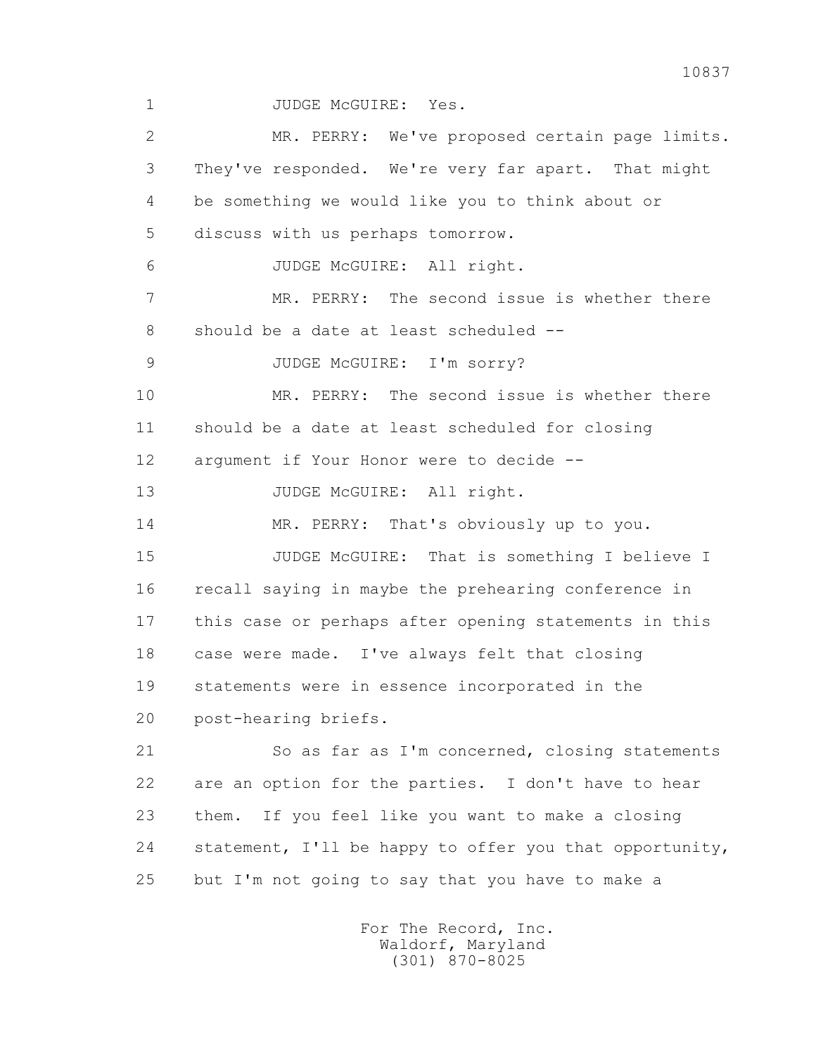1 JUDGE McGUIRE: Yes.

2 MR. PERRY: We've proposed certain page limits.

3 They've responded. We're very far apart. That might

4 be something we would like you to think about or

5 discuss with us perhaps tomorrow.

6 JUDGE McGUIRE: All right.

7 MR. PERRY: The second issue is whether there

8 should be a date at least scheduled --

9 JUDGE McGUIRE: I'm sorry?

10 MR. PERRY: The second issue is whether there

11 should be a date at least scheduled for closing

12 argument if Your Honor were to decide --

13 JUDGE McGUIRE: All right.

14 MR. PERRY: That's obviously up to you.

15 JUDGE McGUIRE: That is something I believe I

16 recall saying in maybe the prehearing conference in

17 this case or perhaps after opening statements in this

18 case were made. I've always felt that closing

19 statements were in essence incorporated in the

20 post-hearing briefs.

21 So as far as I'm concerned, closing statements

22 are an option for the parties. I don't have to hear

23 them. If you feel like you want to make a closing

24 statement, I'll be happy to offer you that opportunity,

25 but I'm not going to say that you have to make a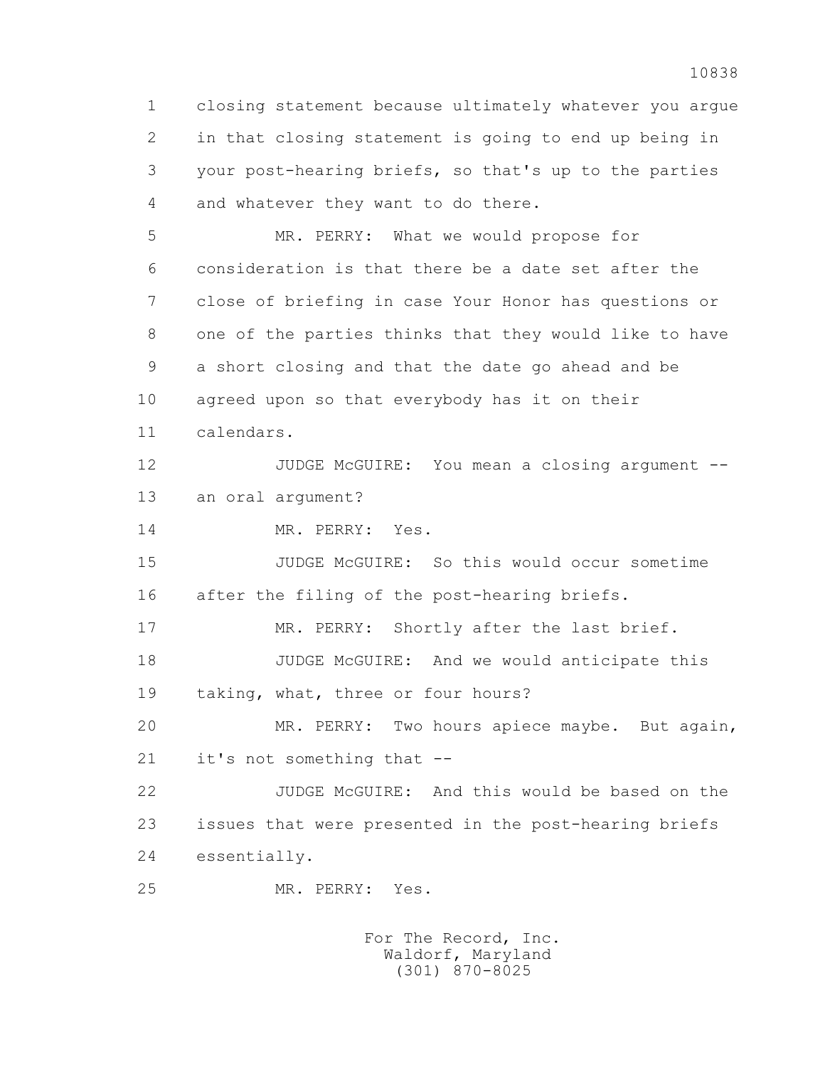1 closing statement because ultimately whatever you argue
2 in that closing statement is going to end up being in
3 your post-hearing briefs, so that's up to the parties
4 and whatever they want to do there.

5 MR. PERRY: What we would propose for
6 consideration is that there be a date set after the
7 close of briefing in case Your Honor has questions or
8 one of the parties thinks that they would like to have
9 a short closing and that the date go ahead and be
10 agreed upon so that everybody has it on their
11 calendars.

12 JUDGE McGUIRE: You mean a closing argument --
13 an oral argument?

14 MR. PERRY: Yes.

15 JUDGE McGUIRE: So this would occur sometime
16 after the filing of the post-hearing briefs.

17 MR. PERRY: Shortly after the last brief.

18 JUDGE McGUIRE: And we would anticipate this
19 taking, what, three or four hours?

20 MR. PERRY: Two hours apiece maybe. But again,
21 it's not something that --

22 JUDGE McGUIRE: And this would be based on the
23 issues that were presented in the post-hearing briefs
24 essentially.

25 MR. PERRY: Yes.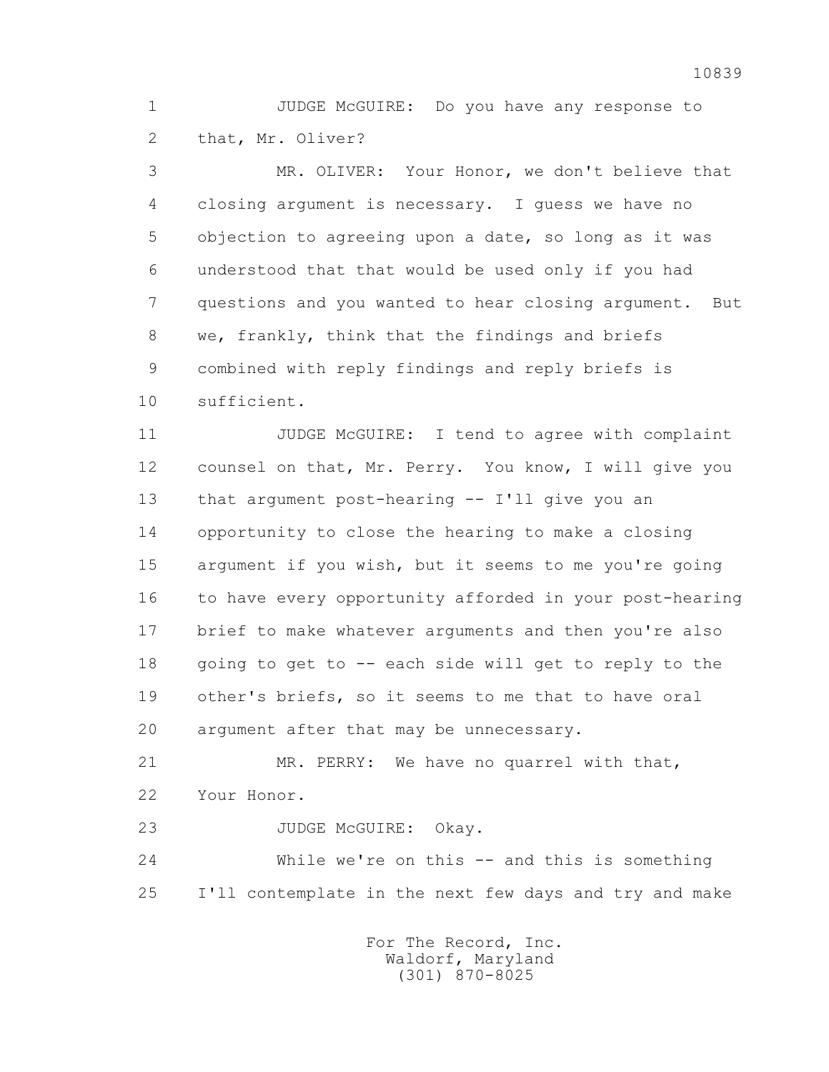JUDGE McGUIRE: Do you have any response to that, Mr. Oliver?

MR. OLIVER: Your Honor, we don't believe that closing argument is necessary. I guess we have no objection to agreeing upon a date, so long as it was understood that that would be used only if you had questions and you wanted to hear closing argument. But we, frankly, think that the findings and briefs combined with reply findings and reply briefs is sufficient.

JUDGE McGUIRE: I tend to agree with complaint counsel on that, Mr. Perry. You know, I will give you that argument post-hearing -- I'll give you an opportunity to close the hearing to make a closing argument if you wish, but it seems to me you're going to have every opportunity afforded in your post-hearing brief to make whatever arguments and then you're also going to get to -- each side will get to reply to the other's briefs, so it seems to me that to have oral argument after that may be unnecessary.

MR. PERRY: We have no quarrel with that, Your Honor.

JUDGE McGUIRE: Okay.

While we're on this -- and this is something I'll contemplate in the next few days and try and make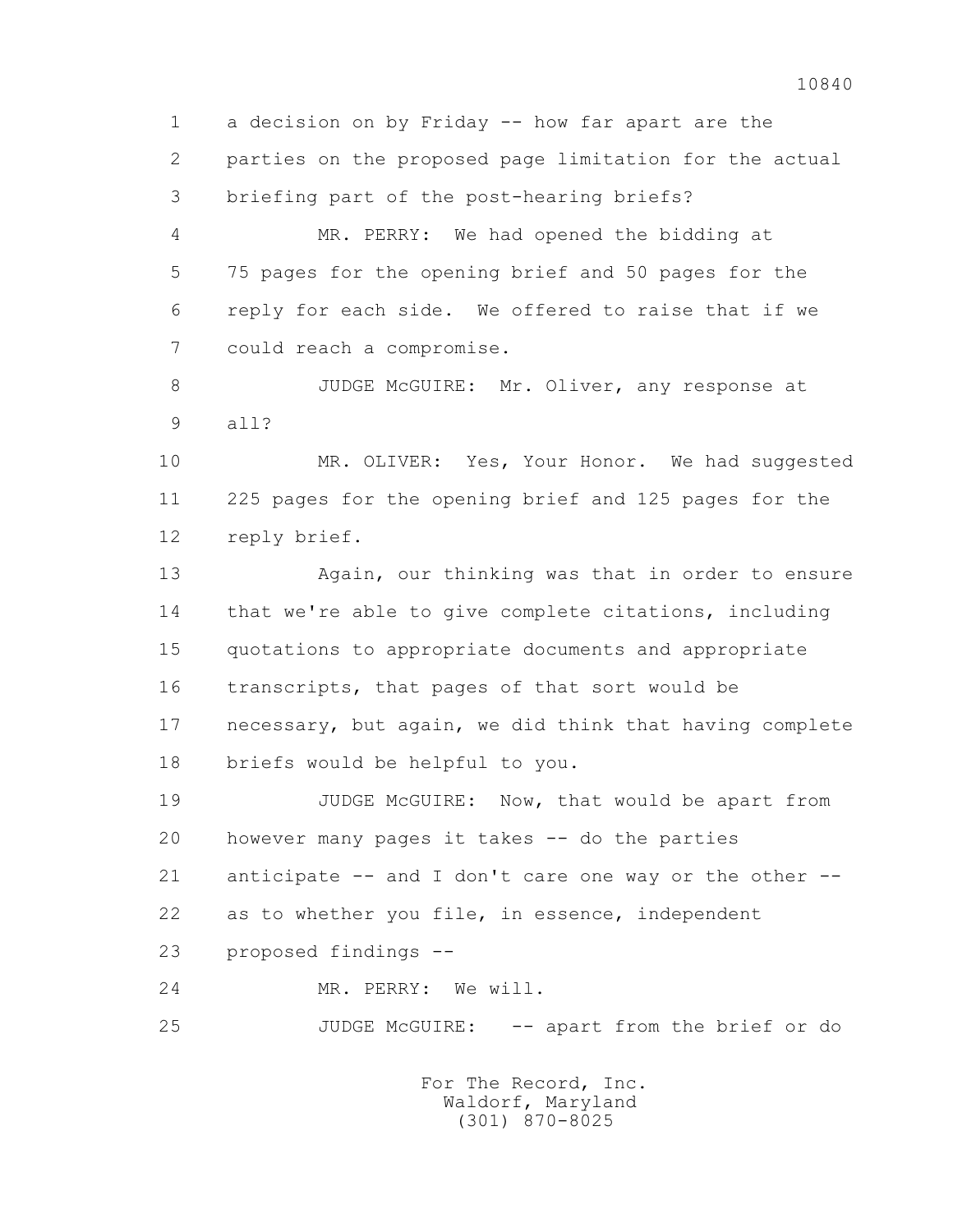1 a decision on by Friday -- how far apart are the
2 parties on the proposed page limitation for the actual
3 briefing part of the post-hearing briefs?

4 MR. PERRY: We had opened the bidding at
5 75 pages for the opening brief and 50 pages for the
6 reply for each side. We offered to raise that if we
7 could reach a compromise.

8 JUDGE McGUIRE: Mr. Oliver, any response at
9 all?

10 MR. OLIVER: Yes, Your Honor. We had suggested
11 225 pages for the opening brief and 125 pages for the
12 reply brief.

13 Again, our thinking was that in order to ensure
14 that we're able to give complete citations, including
15 quotations to appropriate documents and appropriate
16 transcripts, that pages of that sort would be
17 necessary, but again, we did think that having complete
18 briefs would be helpful to you.

19 JUDGE McGUIRE: Now, that would be apart from
20 however many pages it takes -- do the parties
21 anticipate -- and I don't care one way or the other --
22 as to whether you file, in essence, independent
23 proposed findings --

24 MR. PERRY: We will.

25 JUDGE McGUIRE: -- apart from the brief or do

For The Record, Inc.
Waldorf, Maryland
(301) 870-8025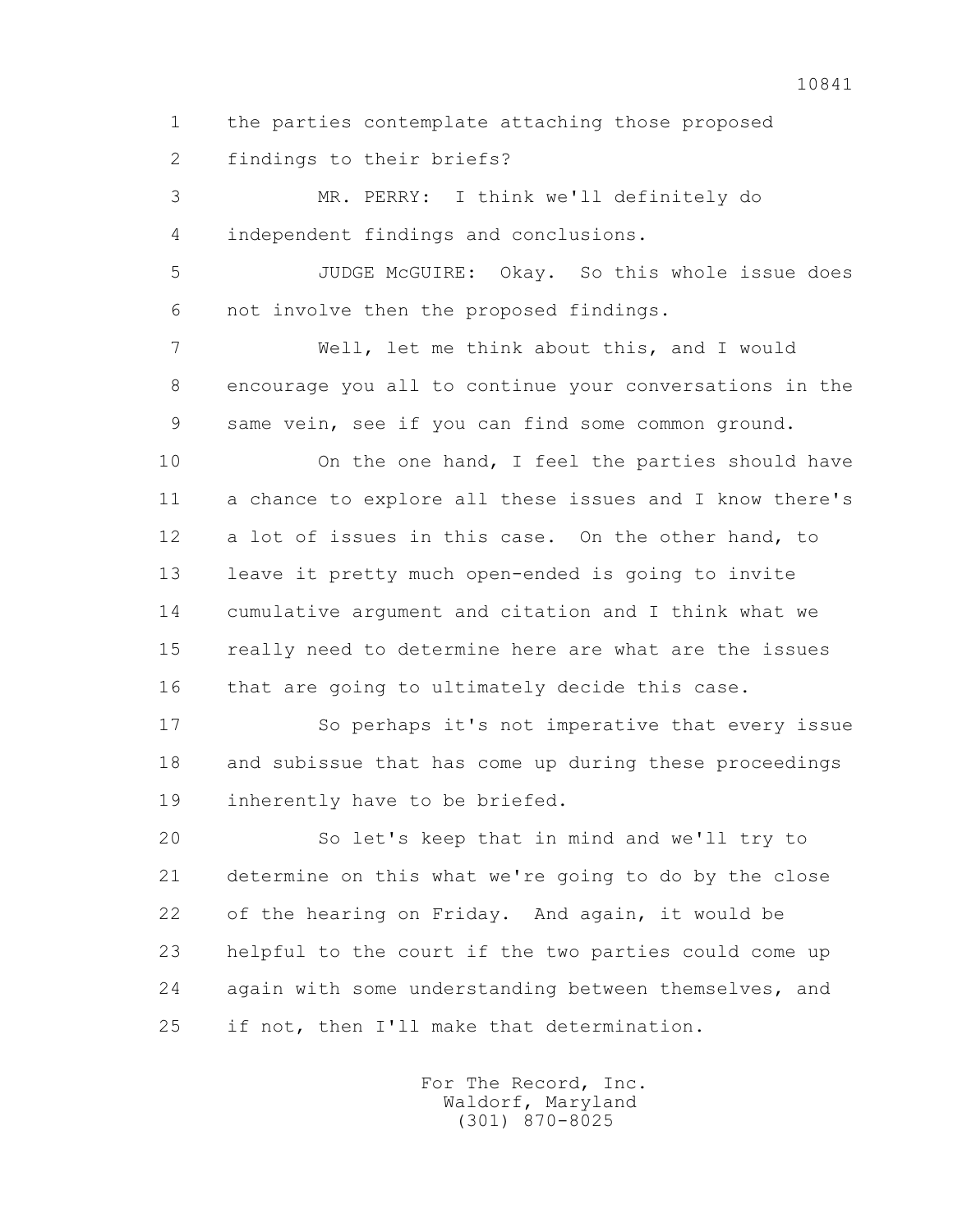1 the parties contemplate attaching those proposed
2 findings to their briefs?

3 MR. PERRY: I think we'll definitely do
4 independent findings and conclusions.

5 JUDGE McGUIRE: Okay. So this whole issue does
6 not involve then the proposed findings.

7 Well, let me think about this, and I would
8 encourage you all to continue your conversations in the
9 same vein, see if you can find some common ground.

10 On the one hand, I feel the parties should have
11 a chance to explore all these issues and I know there's
12 a lot of issues in this case. On the other hand, to
13 leave it pretty much open-ended is going to invite
14 cumulative argument and citation and I think what we
15 really need to determine here are what are the issues
16 that are going to ultimately decide this case.

17 So perhaps it's not imperative that every issue
18 and subissue that has come up during these proceedings
19 inherently have to be briefed.

20 So let's keep that in mind and we'll try to
21 determine on this what we're going to do by the close
22 of the hearing on Friday. And again, it would be
23 helpful to the court if the two parties could come up
24 again with some understanding between themselves, and
25 if not, then I'll make that determination.

For The Record, Inc.
Waldorf, Maryland
(301) 870-8025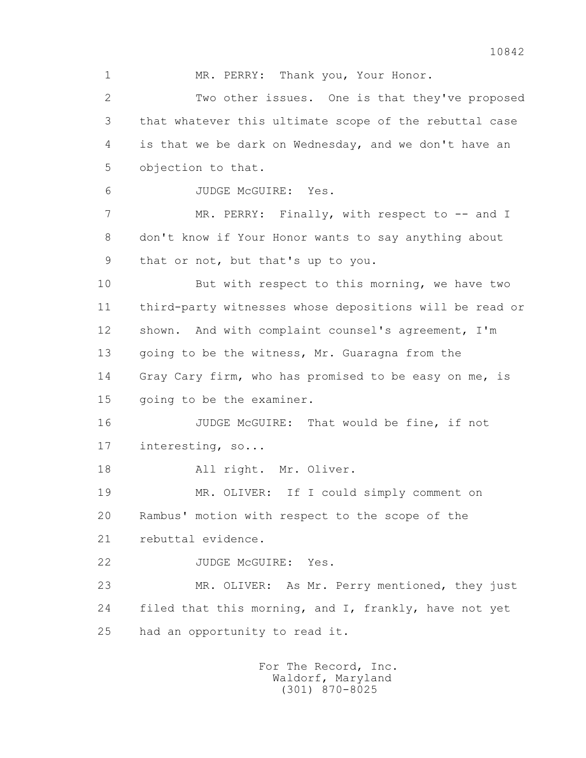MR. PERRY: Thank you, Your Honor.

Two other issues. One is that they've proposed that whatever this ultimate scope of the rebuttal case is that we be dark on Wednesday, and we don't have an objection to that.

JUDGE McGUIRE: Yes.

MR. PERRY: Finally, with respect to -- and I don't know if Your Honor wants to say anything about that or not, but that's up to you.

But with respect to this morning, we have two third-party witnesses whose depositions will be read or shown. And with complaint counsel's agreement, I'm going to be the witness, Mr. Guaragna from the Gray Cary firm, who has promised to be easy on me, is going to be the examiner.

JUDGE McGUIRE: That would be fine, if not interesting, so...

All right. Mr. Oliver.

MR. OLIVER: If I could simply comment on Rambus' motion with respect to the scope of the rebuttal evidence.

JUDGE McGUIRE: Yes.

MR. OLIVER: As Mr. Perry mentioned, they just filed that this morning, and I, frankly, have not yet had an opportunity to read it.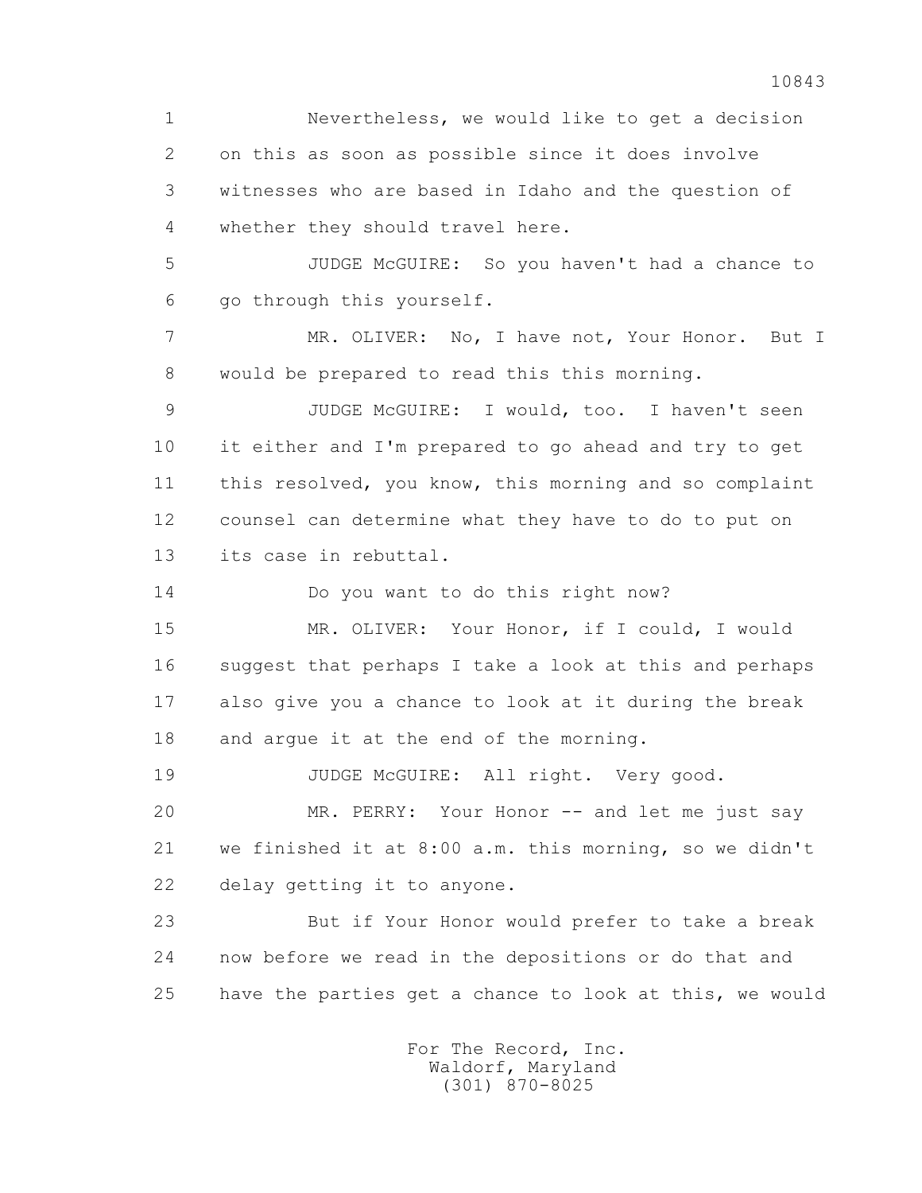1 Nevertheless, we would like to get a decision
2 on this as soon as possible since it does involve
3 witnesses who are based in Idaho and the question of
4 whether they should travel here.

5 JUDGE McGUIRE: So you haven't had a chance to
6 go through this yourself.

7 MR. OLIVER: No, I have not, Your Honor. But I
8 would be prepared to read this this morning.

9 JUDGE McGUIRE: I would, too. I haven't seen
10 it either and I'm prepared to go ahead and try to get
11 this resolved, you know, this morning and so complaint
12 counsel can determine what they have to do to put on
13 its case in rebuttal.

14 Do you want to do this right now?

15 MR. OLIVER: Your Honor, if I could, I would
16 suggest that perhaps I take a look at this and perhaps
17 also give you a chance to look at it during the break
18 and argue it at the end of the morning.

19 JUDGE McGUIRE: All right. Very good.

20 MR. PERRY: Your Honor -- and let me just say
21 we finished it at 8:00 a.m. this morning, so we didn't
22 delay getting it to anyone.

23 But if Your Honor would prefer to take a break
24 now before we read in the depositions or do that and
25 have the parties get a chance to look at this, we would

For The Record, Inc.
Waldorf, Maryland
(301) 870-8025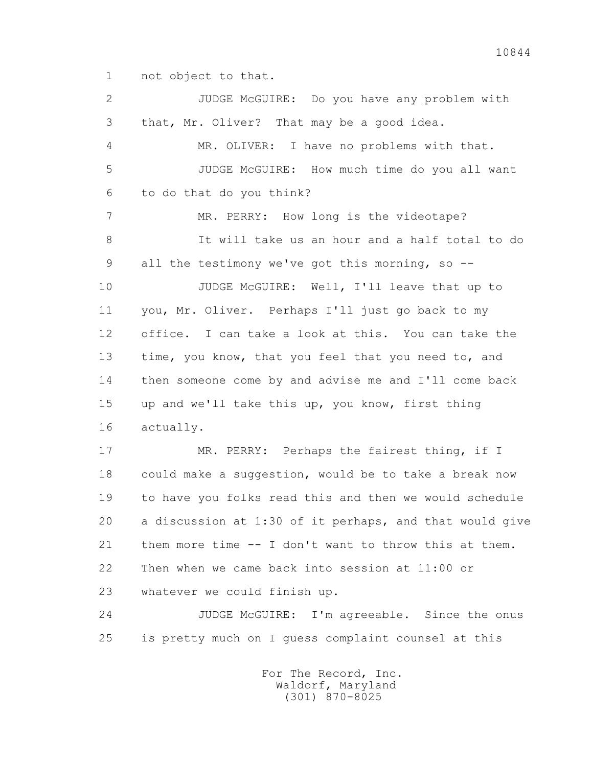1 not object to that.

2 JUDGE McGUIRE: Do you have any problem with

3 that, Mr. Oliver? That may be a good idea.

4 MR. OLIVER: I have no problems with that.

5 JUDGE McGUIRE: How much time do you all want

6 to do that do you think?

7 MR. PERRY: How long is the videotape?

8 It will take us an hour and a half total to do

9 all the testimony we've got this morning, so --

10 JUDGE McGUIRE: Well, I'll leave that up to

11 you, Mr. Oliver. Perhaps I'll just go back to my

12 office. I can take a look at this. You can take the

13 time, you know, that you feel that you need to, and

14 then someone come by and advise me and I'll come back

15 up and we'll take this up, you know, first thing

16 actually.

17 MR. PERRY: Perhaps the fairest thing, if I

18 could make a suggestion, would be to take a break now

19 to have you folks read this and then we would schedule

20 a discussion at 1:30 of it perhaps, and that would give

21 them more time -- I don't want to throw this at them.

22 Then when we came back into session at 11:00 or

23 whatever we could finish up.

24 JUDGE McGUIRE: I'm agreeable. Since the onus

25 is pretty much on I guess complaint counsel at this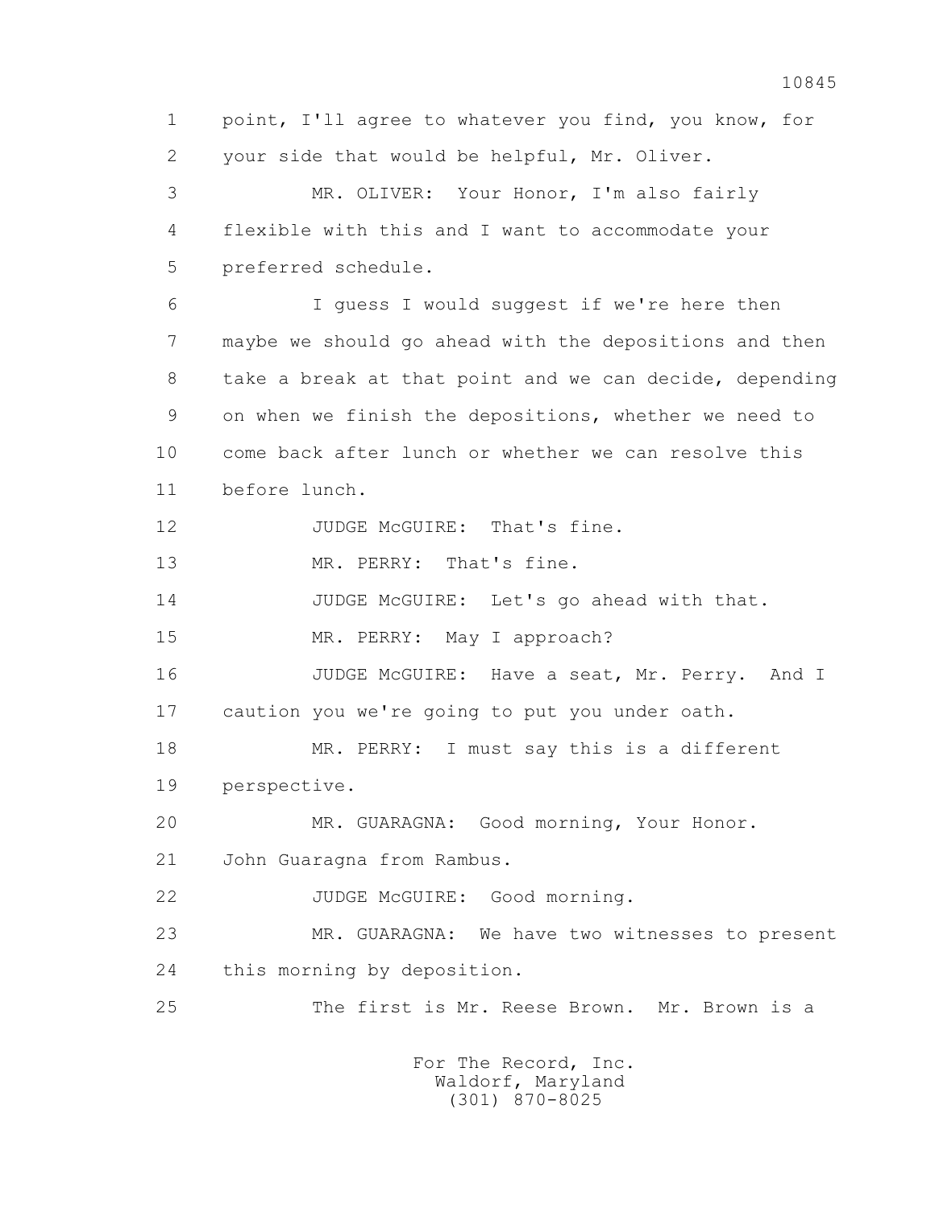1 point, I'll agree to whatever you find, you know, for
2 your side that would be helpful, Mr. Oliver.

3 MR. OLIVER: Your Honor, I'm also fairly
4 flexible with this and I want to accommodate your
5 preferred schedule.

6 I guess I would suggest if we're here then
7 maybe we should go ahead with the depositions and then
8 take a break at that point and we can decide, depending
9 on when we finish the depositions, whether we need to
10 come back after lunch or whether we can resolve this
11 before lunch.

12 JUDGE McGUIRE: That's fine.

13 MR. PERRY: That's fine.

14 JUDGE McGUIRE: Let's go ahead with that.

15 MR. PERRY: May I approach?

16 JUDGE McGUIRE: Have a seat, Mr. Perry. And I
17 caution you we're going to put you under oath.

18 MR. PERRY: I must say this is a different
19 perspective.

20 MR. GUARAGNA: Good morning, Your Honor.
21 John Guaragna from Rambus.

22 JUDGE McGUIRE: Good morning.

23 MR. GUARAGNA: We have two witnesses to present
24 this morning by deposition.

25 The first is Mr. Reese Brown. Mr. Brown is a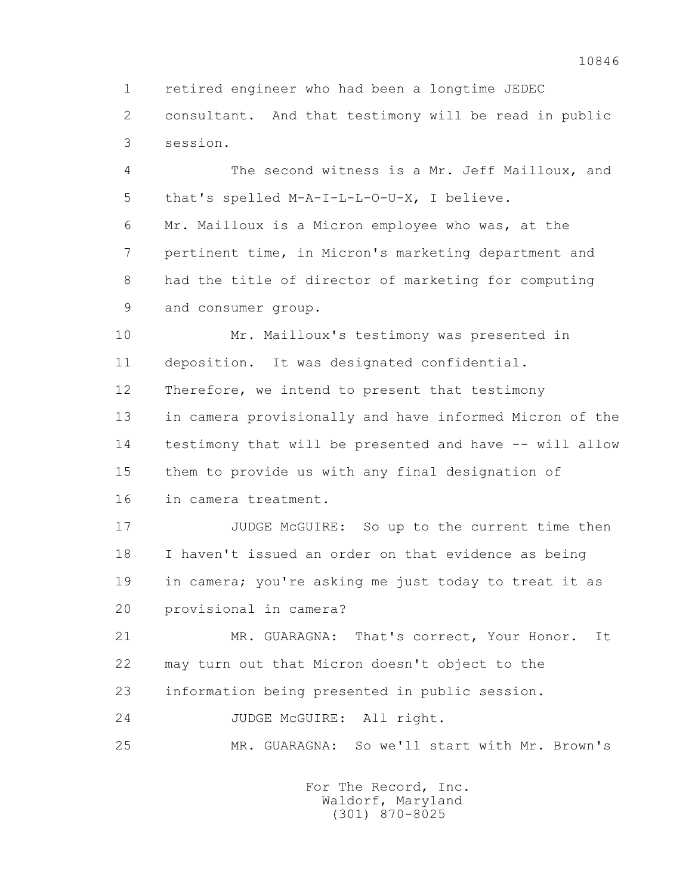1 retired engineer who had been a longtime JEDEC
2 consultant. And that testimony will be read in public
3 session.

4 The second witness is a Mr. Jeff Mailloux, and
5 that's spelled M-A-I-L-L-O-U-X, I believe.
6 Mr. Mailloux is a Micron employee who was, at the
7 pertinent time, in Micron's marketing department and
8 had the title of director of marketing for computing
9 and consumer group.

10 Mr. Mailloux's testimony was presented in
11 deposition. It was designated confidential.
12 Therefore, we intend to present that testimony
13 in camera provisionally and have informed Micron of the
14 testimony that will be presented and have -- will allow
15 them to provide us with any final designation of
16 in camera treatment.

17 JUDGE McGUIRE: So up to the current time then
18 I haven't issued an order on that evidence as being
19 in camera; you're asking me just today to treat it as
20 provisional in camera?

21 MR. GUARAGNA: That's correct, Your Honor. It
22 may turn out that Micron doesn't object to the
23 information being presented in public session.

24 JUDGE McGUIRE: All right.

25 MR. GUARAGNA: So we'll start with Mr. Brown's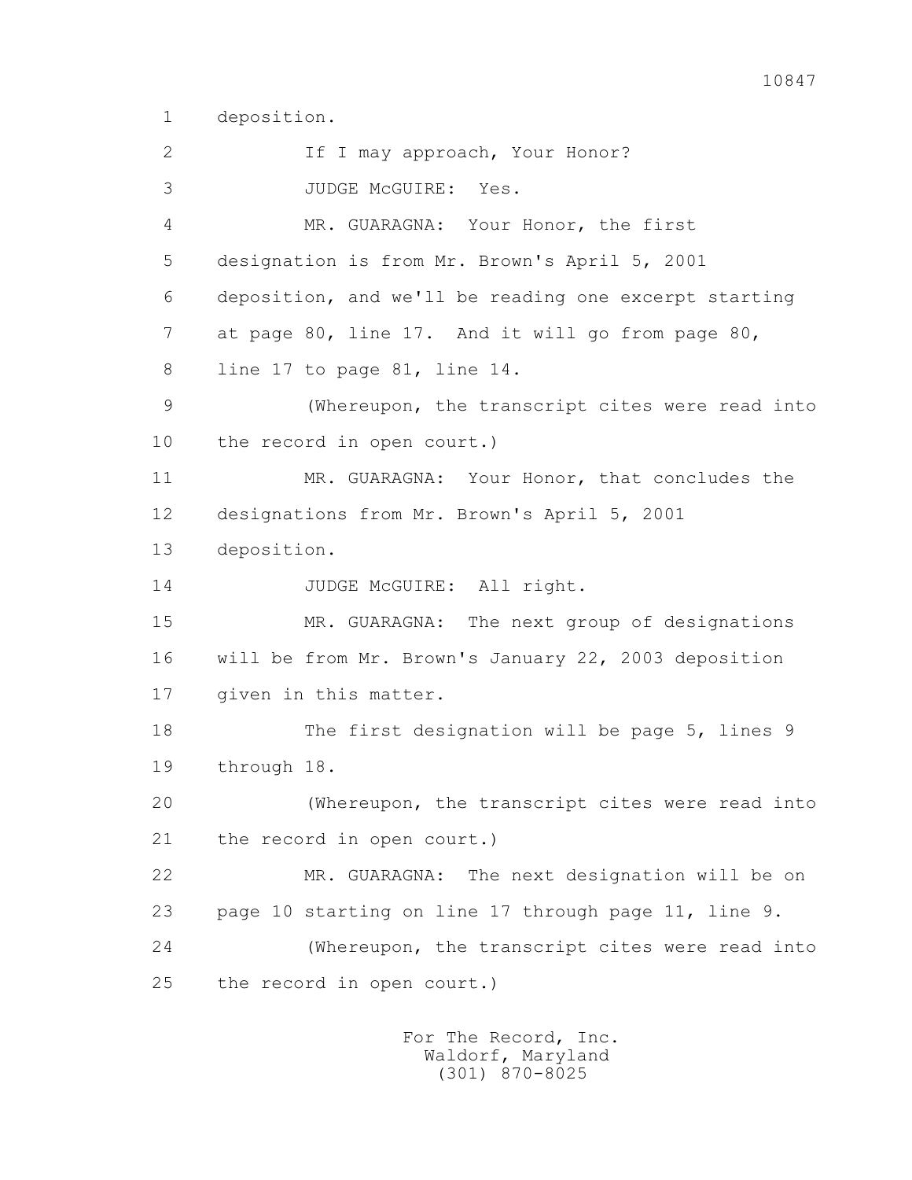1 deposition.

2 If I may approach, Your Honor?

3 JUDGE McGUIRE: Yes.

4 MR. GUARAGNA: Your Honor, the first

5 designation is from Mr. Brown's April 5, 2001

6 deposition, and we'll be reading one excerpt starting

7 at page 80, line 17. And it will go from page 80,

8 line 17 to page 81, line 14.

9 (Whereupon, the transcript cites were read into

10 the record in open court.)

11 MR. GUARAGNA: Your Honor, that concludes the

12 designations from Mr. Brown's April 5, 2001

13 deposition.

14 JUDGE McGUIRE: All right.

15 MR. GUARAGNA: The next group of designations

16 will be from Mr. Brown's January 22, 2003 deposition

17 given in this matter.

18 The first designation will be page 5, lines 9

19 through 18.

20 (Whereupon, the transcript cites were read into

21 the record in open court.)

22 MR. GUARAGNA: The next designation will be on

23 page 10 starting on line 17 through page 11, line 9.

24 (Whereupon, the transcript cites were read into

25 the record in open court.)

For The Record, Inc.
Waldorf, Maryland
(301) 870-8025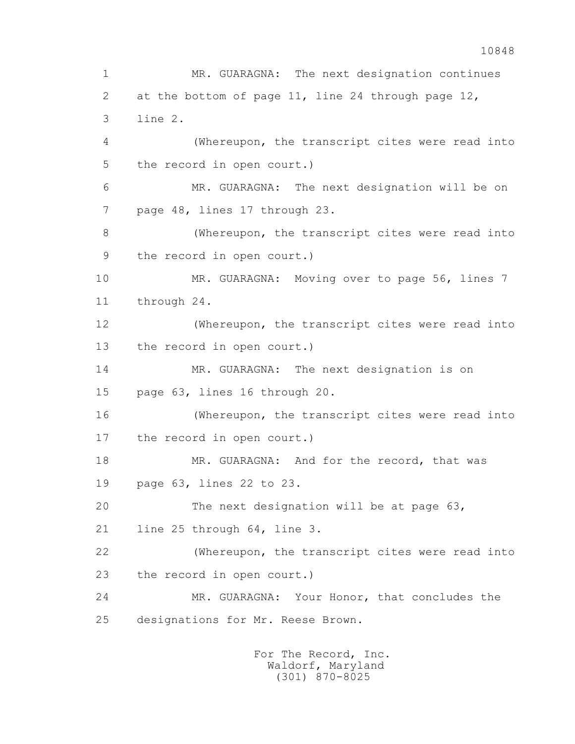MR. GUARAGNA: The next designation continues at the bottom of page 11, line 24 through page 12, line 2.

(Whereupon, the transcript cites were read into the record in open court.)

MR. GUARAGNA: The next designation will be on page 48, lines 17 through 23.

(Whereupon, the transcript cites were read into the record in open court.)

MR. GUARAGNA: Moving over to page 56, lines 7 through 24.

(Whereupon, the transcript cites were read into the record in open court.)

MR. GUARAGNA: The next designation is on page 63, lines 16 through 20.

(Whereupon, the transcript cites were read into the record in open court.)

MR. GUARAGNA: And for the record, that was page 63, lines 22 to 23.

The next designation will be at page 63, line 25 through 64, line 3.

(Whereupon, the transcript cites were read into the record in open court.)

MR. GUARAGNA: Your Honor, that concludes the designations for Mr. Reese Brown.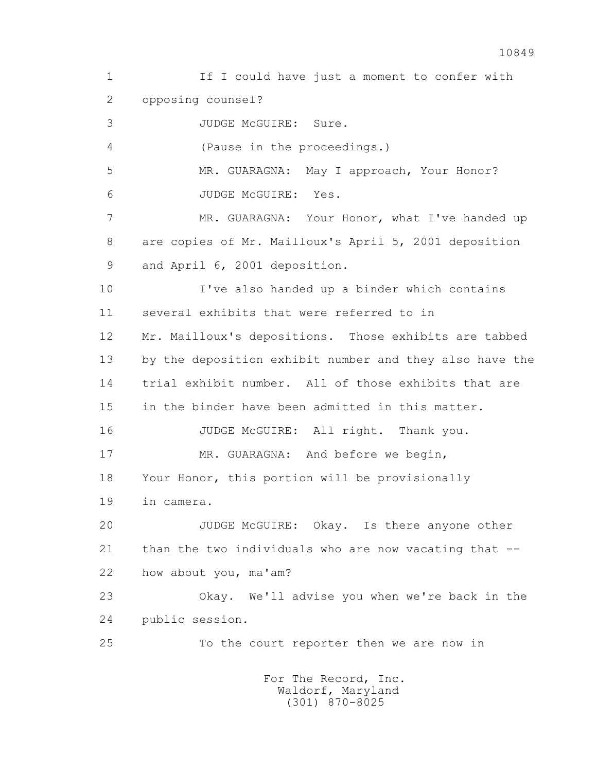1 If I could have just a moment to confer with
2 opposing counsel?
3 JUDGE McGUIRE: Sure.
4 (Pause in the proceedings.)
5 MR. GUARAGNA: May I approach, Your Honor?
6 JUDGE McGUIRE: Yes.
7 MR. GUARAGNA: Your Honor, what I've handed up
8 are copies of Mr. Mailloux's April 5, 2001 deposition
9 and April 6, 2001 deposition.
10 I've also handed up a binder which contains
11 several exhibits that were referred to in
12 Mr. Mailloux's depositions. Those exhibits are tabbed
13 by the deposition exhibit number and they also have the
14 trial exhibit number. All of those exhibits that are
15 in the binder have been admitted in this matter.
16 JUDGE McGUIRE: All right. Thank you.
17 MR. GUARAGNA: And before we begin,
18 Your Honor, this portion will be provisionally
19 in camera.
20 JUDGE McGUIRE: Okay. Is there anyone other
21 than the two individuals who are now vacating that --
22 how about you, ma'am?
23 Okay. We'll advise you when we're back in the
24 public session.
25 To the court reporter then we are now in

For The Record, Inc.
Waldorf, Maryland
(301) 870-8025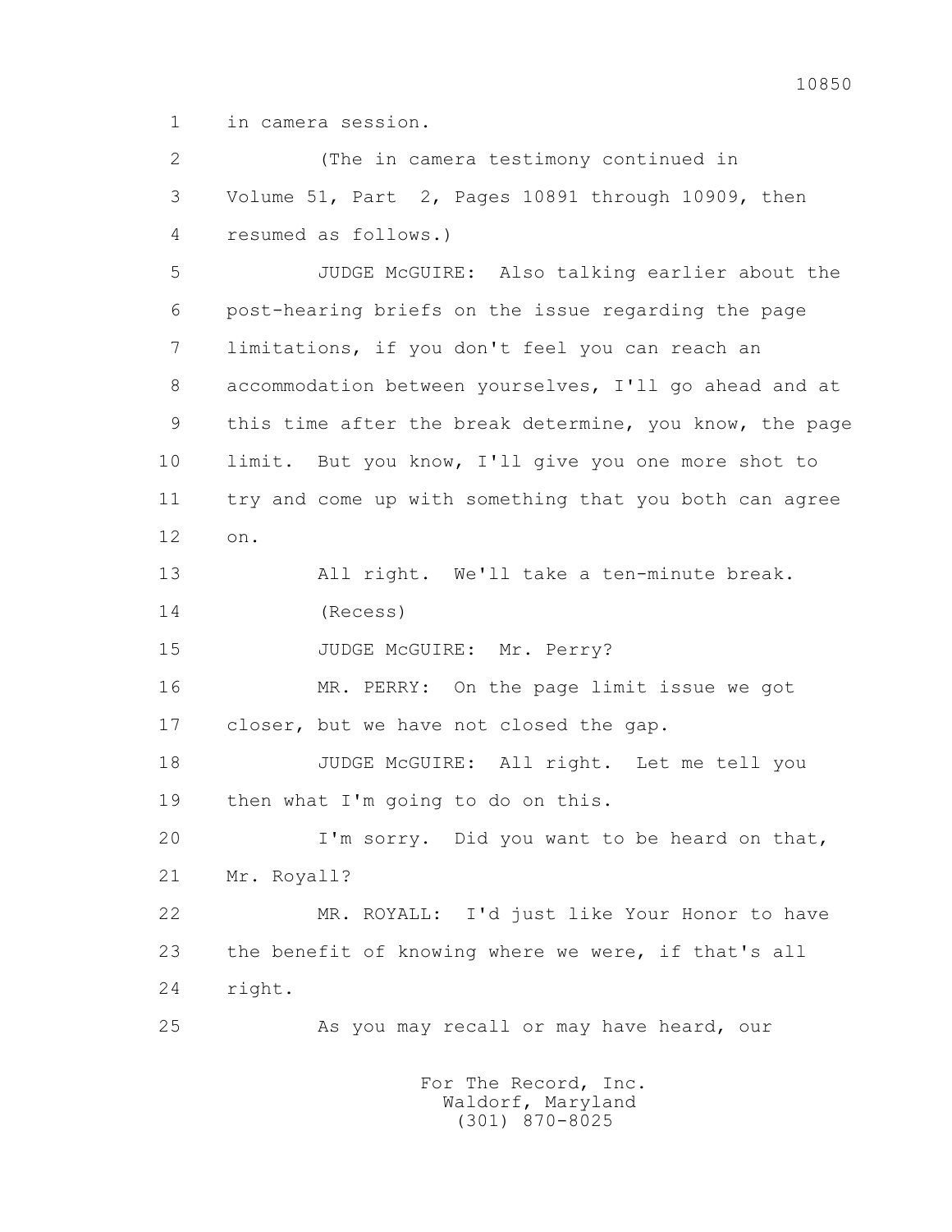1 in camera session.

2 (The in camera testimony continued in

3 Volume 51, Part 2, Pages 10891 through 10909, then

4 resumed as follows.)

5 JUDGE McGUIRE: Also talking earlier about the

6 post-hearing briefs on the issue regarding the page

7 limitations, if you don't feel you can reach an

8 accommodation between yourselves, I'll go ahead and at

9 this time after the break determine, you know, the page

10 limit. But you know, I'll give you one more shot to

11 try and come up with something that you both can agree

12 on.

13 All right. We'll take a ten-minute break.

14 (Recess)

15 JUDGE McGUIRE: Mr. Perry?

16 MR. PERRY: On the page limit issue we got

17 closer, but we have not closed the gap.

18 JUDGE McGUIRE: All right. Let me tell you

19 then what I'm going to do on this.

20 I'm sorry. Did you want to be heard on that,

21 Mr. Royall?

22 MR. ROYALL: I'd just like Your Honor to have

23 the benefit of knowing where we were, if that's all

24 right.

25 As you may recall or may have heard, our

For The Record, Inc.
Waldorf, Maryland
(301) 870-8025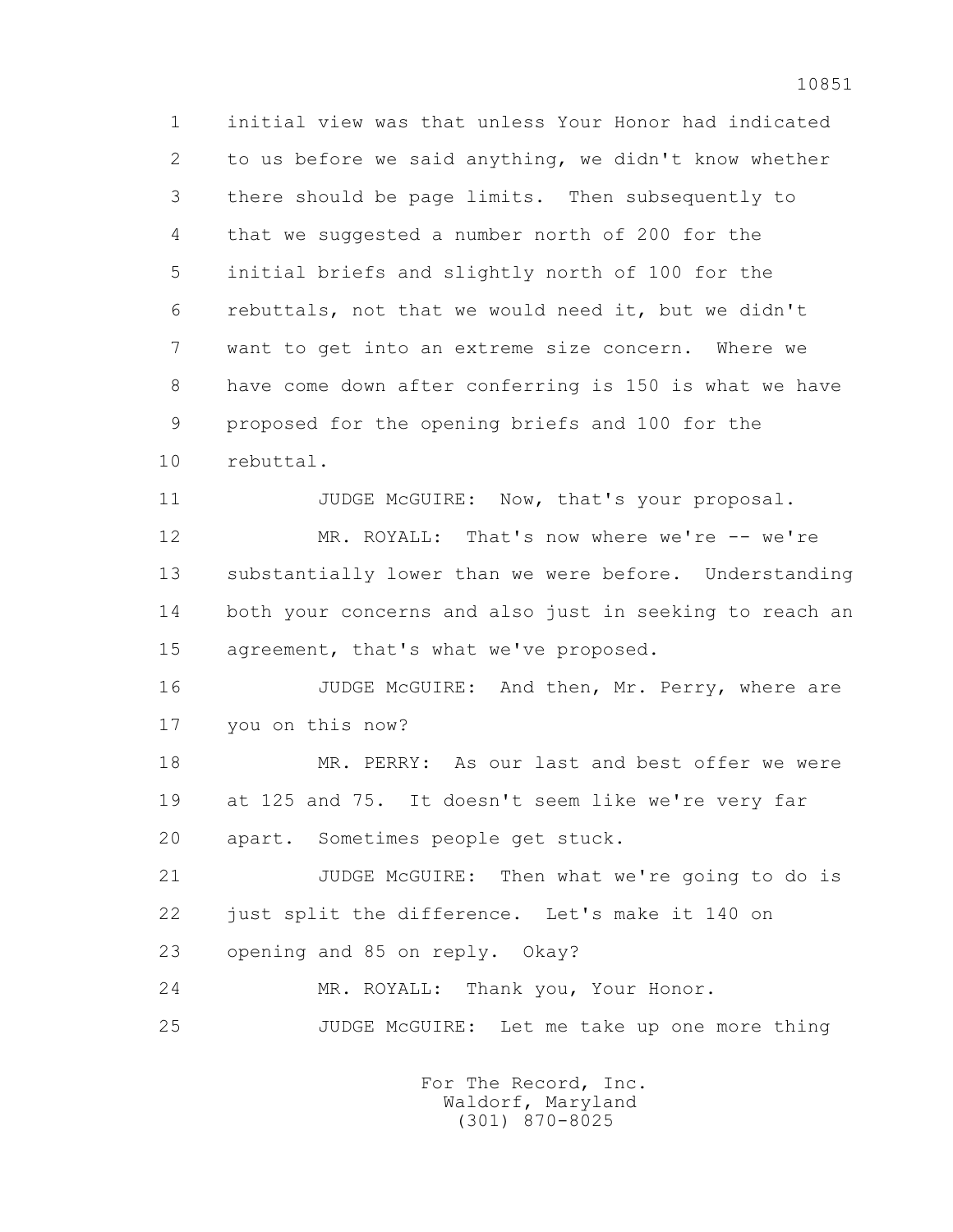1 initial view was that unless Your Honor had indicated
2 to us before we said anything, we didn't know whether
3 there should be page limits. Then subsequently to
4 that we suggested a number north of 200 for the
5 initial briefs and slightly north of 100 for the
6 rebuttals, not that we would need it, but we didn't
7 want to get into an extreme size concern. Where we
8 have come down after conferring is 150 is what we have
9 proposed for the opening briefs and 100 for the
10 rebuttal.

11 JUDGE McGUIRE: Now, that's your proposal.

12 MR. ROYALL: That's now where we're -- we're
13 substantially lower than we were before. Understanding
14 both your concerns and also just in seeking to reach an
15 agreement, that's what we've proposed.

16 JUDGE McGUIRE: And then, Mr. Perry, where are
17 you on this now?

18 MR. PERRY: As our last and best offer we were
19 at 125 and 75. It doesn't seem like we're very far
20 apart. Sometimes people get stuck.

21 JUDGE McGUIRE: Then what we're going to do is
22 just split the difference. Let's make it 140 on
23 opening and 85 on reply. Okay?

24 MR. ROYALL: Thank you, Your Honor.

25 JUDGE McGUIRE: Let me take up one more thing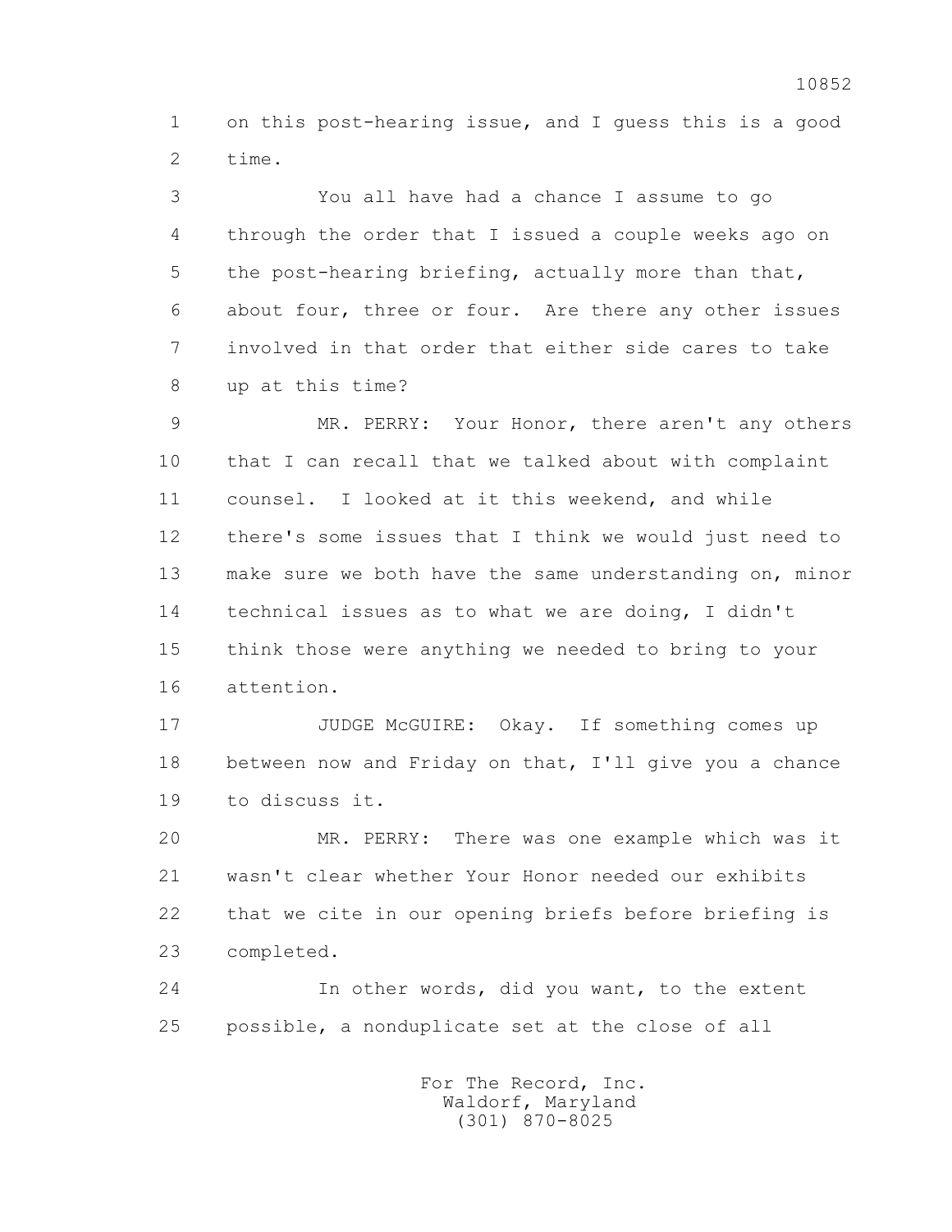1 on this post-hearing issue, and I guess this is a good
2 time.

3 You all have had a chance I assume to go
4 through the order that I issued a couple weeks ago on
5 the post-hearing briefing, actually more than that,
6 about four, three or four. Are there any other issues
7 involved in that order that either side cares to take
8 up at this time?

9 MR. PERRY: Your Honor, there aren't any others
10 that I can recall that we talked about with complaint
11 counsel. I looked at it this weekend, and while
12 there's some issues that I think we would just need to
13 make sure we both have the same understanding on, minor
14 technical issues as to what we are doing, I didn't
15 think those were anything we needed to bring to your
16 attention.

17 JUDGE McGUIRE: Okay. If something comes up
18 between now and Friday on that, I'll give you a chance
19 to discuss it.

20 MR. PERRY: There was one example which was it
21 wasn't clear whether Your Honor needed our exhibits
22 that we cite in our opening briefs before briefing is
23 completed.

24 In other words, did you want, to the extent
25 possible, a nonduplicate set at the close of all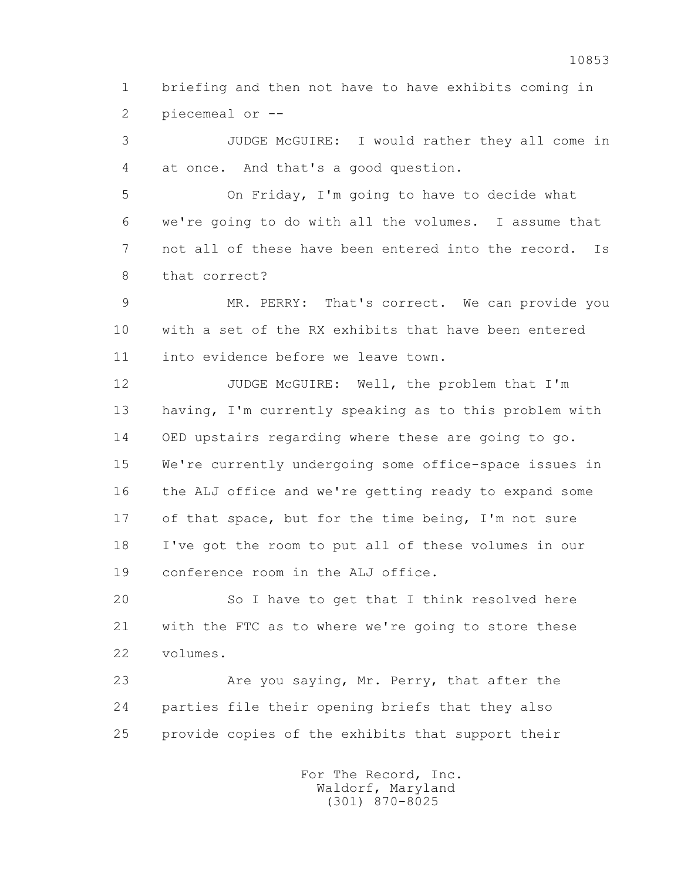1 briefing and then not have to have exhibits coming in
2 piecemeal or --

3 JUDGE McGUIRE: I would rather they all come in
4 at once. And that's a good question.

5 On Friday, I'm going to have to decide what
6 we're going to do with all the volumes. I assume that
7 not all of these have been entered into the record. Is
8 that correct?

9 MR. PERRY: That's correct. We can provide you
10 with a set of the RX exhibits that have been entered
11 into evidence before we leave town.

12 JUDGE McGUIRE: Well, the problem that I'm
13 having, I'm currently speaking as to this problem with
14 OED upstairs regarding where these are going to go.
15 We're currently undergoing some office-space issues in
16 the ALJ office and we're getting ready to expand some
17 of that space, but for the time being, I'm not sure
18 I've got the room to put all of these volumes in our
19 conference room in the ALJ office.

20 So I have to get that I think resolved here
21 with the FTC as to where we're going to store these
22 volumes.

23 Are you saying, Mr. Perry, that after the
24 parties file their opening briefs that they also
25 provide copies of the exhibits that support their

For The Record, Inc.
Waldorf, Maryland
(301) 870-8025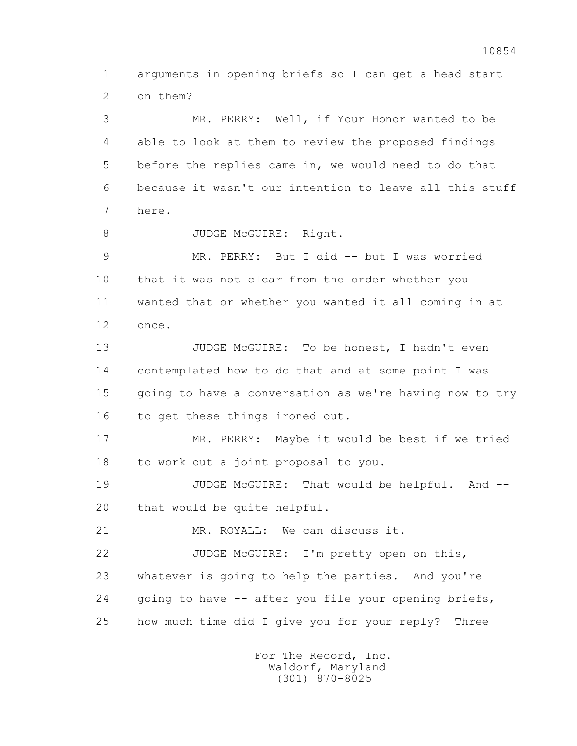1 arguments in opening briefs so I can get a head start
2 on them?

3 MR. PERRY: Well, if Your Honor wanted to be
4 able to look at them to review the proposed findings
5 before the replies came in, we would need to do that
6 because it wasn't our intention to leave all this stuff
7 here.

8 JUDGE McGUIRE: Right.

9 MR. PERRY: But I did -- but I was worried
10 that it was not clear from the order whether you
11 wanted that or whether you wanted it all coming in at
12 once.

13 JUDGE McGUIRE: To be honest, I hadn't even
14 contemplated how to do that and at some point I was
15 going to have a conversation as we're having now to try
16 to get these things ironed out.

17 MR. PERRY: Maybe it would be best if we tried
18 to work out a joint proposal to you.

19 JUDGE McGUIRE: That would be helpful. And --
20 that would be quite helpful.

21 MR. ROYALL: We can discuss it.

22 JUDGE McGUIRE: I'm pretty open on this,
23 whatever is going to help the parties. And you're
24 going to have -- after you file your opening briefs,
25 how much time did I give you for your reply? Three

For The Record, Inc.
Waldorf, Maryland
(301) 870-8025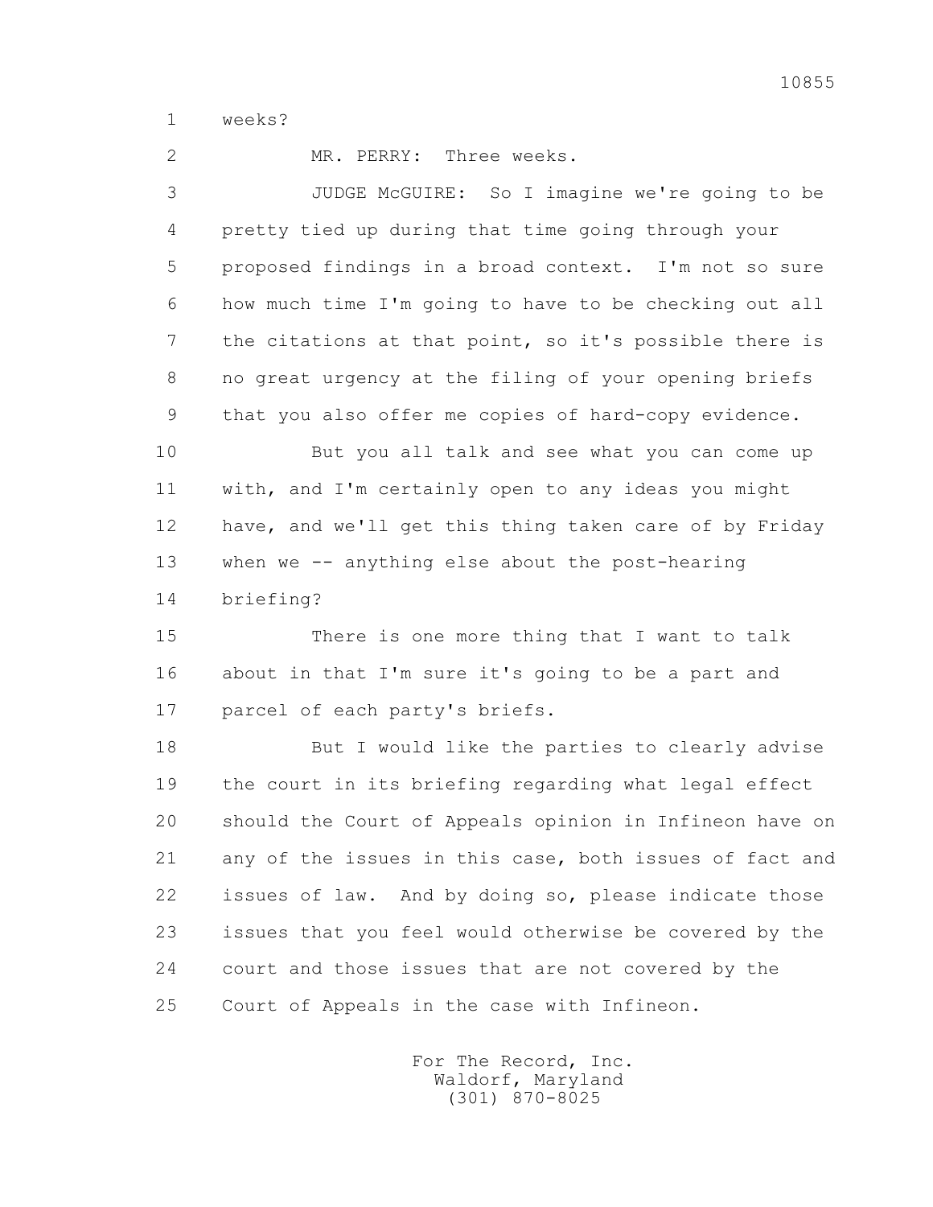1 weeks?

2 MR. PERRY: Three weeks.

3 JUDGE McGUIRE: So I imagine we're going to be

4 pretty tied up during that time going through your

5 proposed findings in a broad context. I'm not so sure

6 how much time I'm going to have to be checking out all

7 the citations at that point, so it's possible there is

8 no great urgency at the filing of your opening briefs

9 that you also offer me copies of hard-copy evidence.

10 But you all talk and see what you can come up

11 with, and I'm certainly open to any ideas you might

12 have, and we'll get this thing taken care of by Friday

13 when we -- anything else about the post-hearing

14 briefing?

15 There is one more thing that I want to talk

16 about in that I'm sure it's going to be a part and

17 parcel of each party's briefs.

18 But I would like the parties to clearly advise

19 the court in its briefing regarding what legal effect

20 should the Court of Appeals opinion in Infineon have on

21 any of the issues in this case, both issues of fact and

22 issues of law. And by doing so, please indicate those

23 issues that you feel would otherwise be covered by the

24 court and those issues that are not covered by the

25 Court of Appeals in the case with Infineon.

For The Record, Inc.
Waldorf, Maryland
(301) 870-8025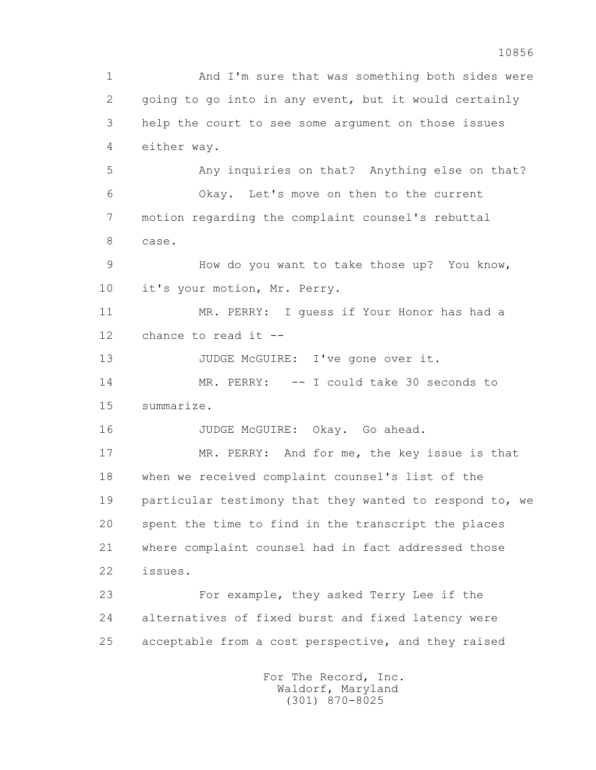1 And I'm sure that was something both sides were
2 going to go into in any event, but it would certainly
3 help the court to see some argument on those issues
4 either way.

5 Any inquiries on that? Anything else on that?

6 Okay. Let's move on then to the current
7 motion regarding the complaint counsel's rebuttal
8 case.

9 How do you want to take those up? You know,
10 it's your motion, Mr. Perry.

11 MR. PERRY: I guess if Your Honor has had a
12 chance to read it --

13 JUDGE McGUIRE: I've gone over it.

14 MR. PERRY: -- I could take 30 seconds to
15 summarize.

16 JUDGE McGUIRE: Okay. Go ahead.

17 MR. PERRY: And for me, the key issue is that
18 when we received complaint counsel's list of the
19 particular testimony that they wanted to respond to, we
20 spent the time to find in the transcript the places
21 where complaint counsel had in fact addressed those
22 issues.

23 For example, they asked Terry Lee if the
24 alternatives of fixed burst and fixed latency were
25 acceptable from a cost perspective, and they raised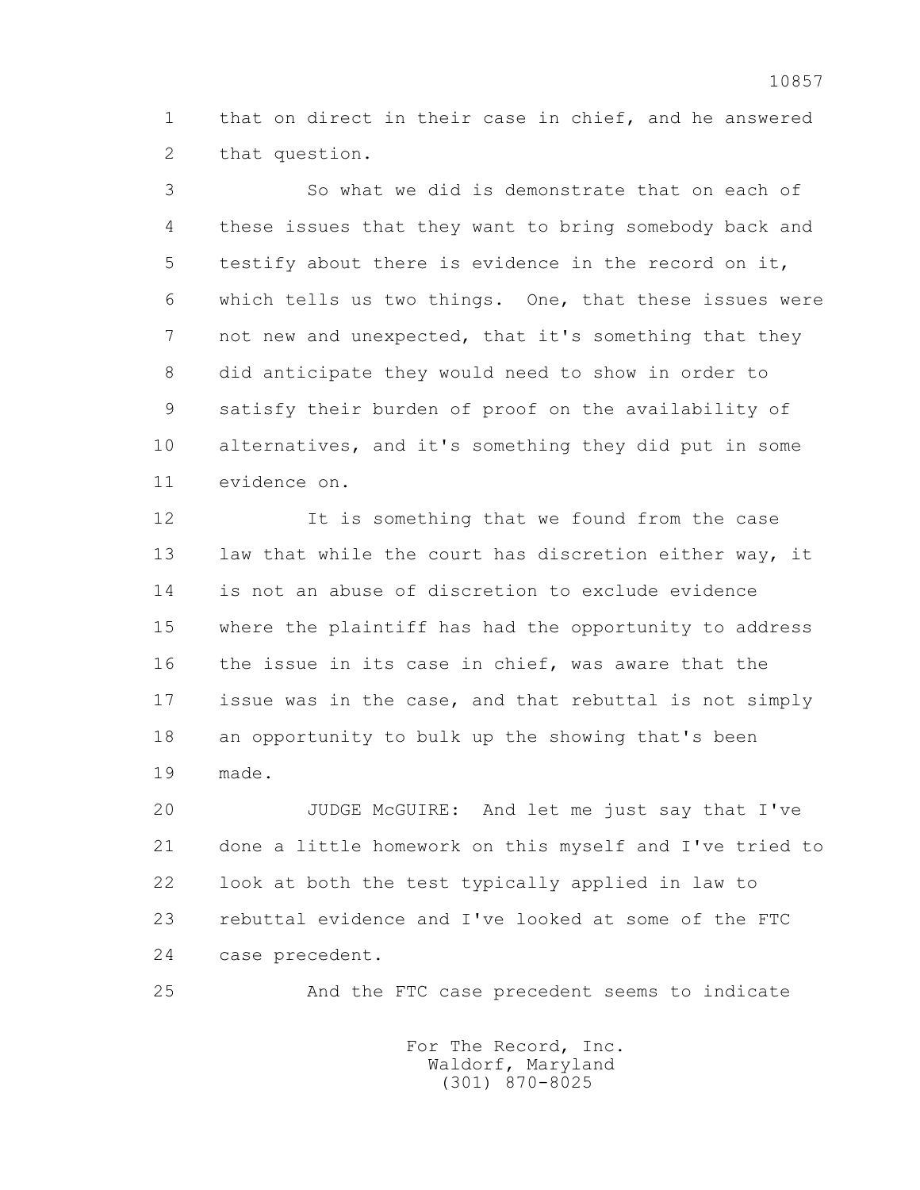that on direct in their case in chief, and he answered that question.

So what we did is demonstrate that on each of these issues that they want to bring somebody back and testify about there is evidence in the record on it, which tells us two things. One, that these issues were not new and unexpected, that it's something that they did anticipate they would need to show in order to satisfy their burden of proof on the availability of alternatives, and it's something they did put in some evidence on.

It is something that we found from the case law that while the court has discretion either way, it is not an abuse of discretion to exclude evidence where the plaintiff has had the opportunity to address the issue in its case in chief, was aware that the issue was in the case, and that rebuttal is not simply an opportunity to bulk up the showing that's been made.

JUDGE McGUIRE: And let me just say that I've done a little homework on this myself and I've tried to look at both the test typically applied in law to rebuttal evidence and I've looked at some of the FTC case precedent.

And the FTC case precedent seems to indicate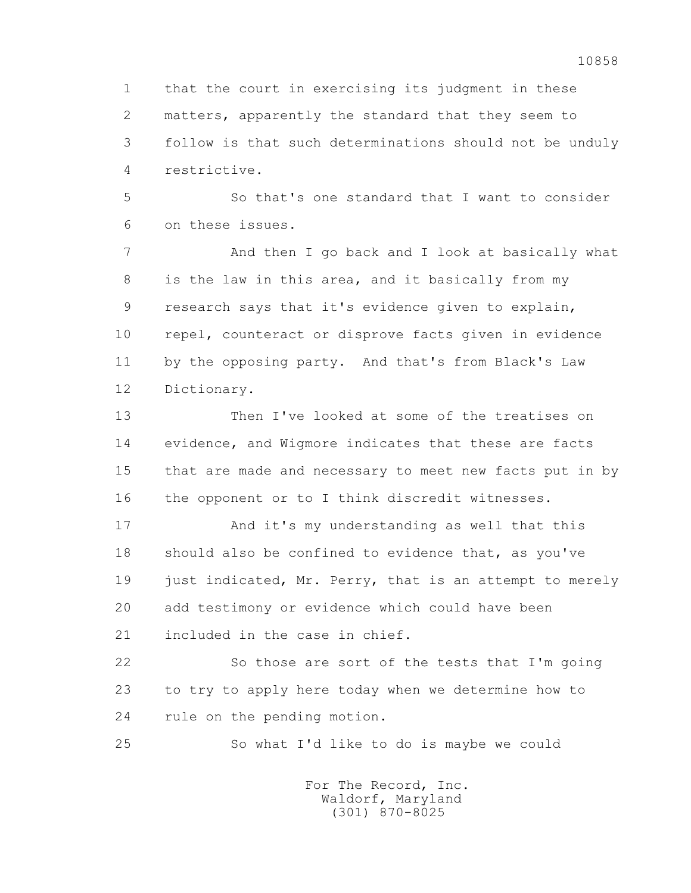1 that the court in exercising its judgment in these
2 matters, apparently the standard that they seem to
3 follow is that such determinations should not be unduly
4 restrictive.

5 So that's one standard that I want to consider
6 on these issues.

7 And then I go back and I look at basically what
8 is the law in this area, and it basically from my
9 research says that it's evidence given to explain,
10 repel, counteract or disprove facts given in evidence
11 by the opposing party. And that's from Black's Law
12 Dictionary.

13 Then I've looked at some of the treatises on
14 evidence, and Wigmore indicates that these are facts
15 that are made and necessary to meet new facts put in by
16 the opponent or to I think discredit witnesses.

17 And it's my understanding as well that this
18 should also be confined to evidence that, as you've
19 just indicated, Mr. Perry, that is an attempt to merely
20 add testimony or evidence which could have been
21 included in the case in chief.

22 So those are sort of the tests that I'm going
23 to try to apply here today when we determine how to
24 rule on the pending motion.

25 So what I'd like to do is maybe we could

For The Record, Inc.
Waldorf, Maryland
(301) 870-8025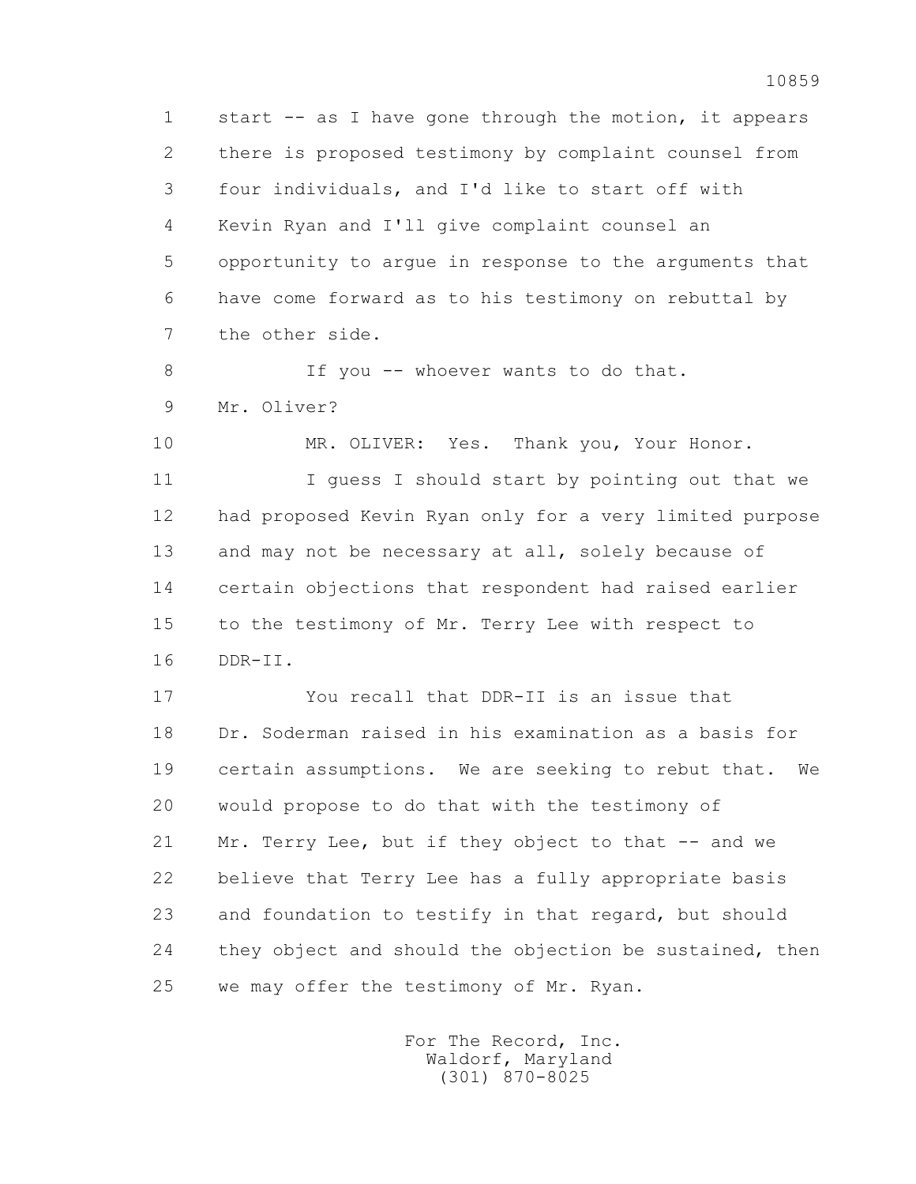start -- as I have gone through the motion, it appears there is proposed testimony by complaint counsel from four individuals, and I'd like to start off with Kevin Ryan and I'll give complaint counsel an opportunity to argue in response to the arguments that have come forward as to his testimony on rebuttal by the other side.

If you -- whoever wants to do that. Mr. Oliver?

MR. OLIVER: Yes. Thank you, Your Honor.

I guess I should start by pointing out that we had proposed Kevin Ryan only for a very limited purpose and may not be necessary at all, solely because of certain objections that respondent had raised earlier to the testimony of Mr. Terry Lee with respect to DDR-II.

You recall that DDR-II is an issue that Dr. Soderman raised in his examination as a basis for certain assumptions. We are seeking to rebut that. We would propose to do that with the testimony of Mr. Terry Lee, but if they object to that -- and we believe that Terry Lee has a fully appropriate basis and foundation to testify in that regard, but should they object and should the objection be sustained, then we may offer the testimony of Mr. Ryan.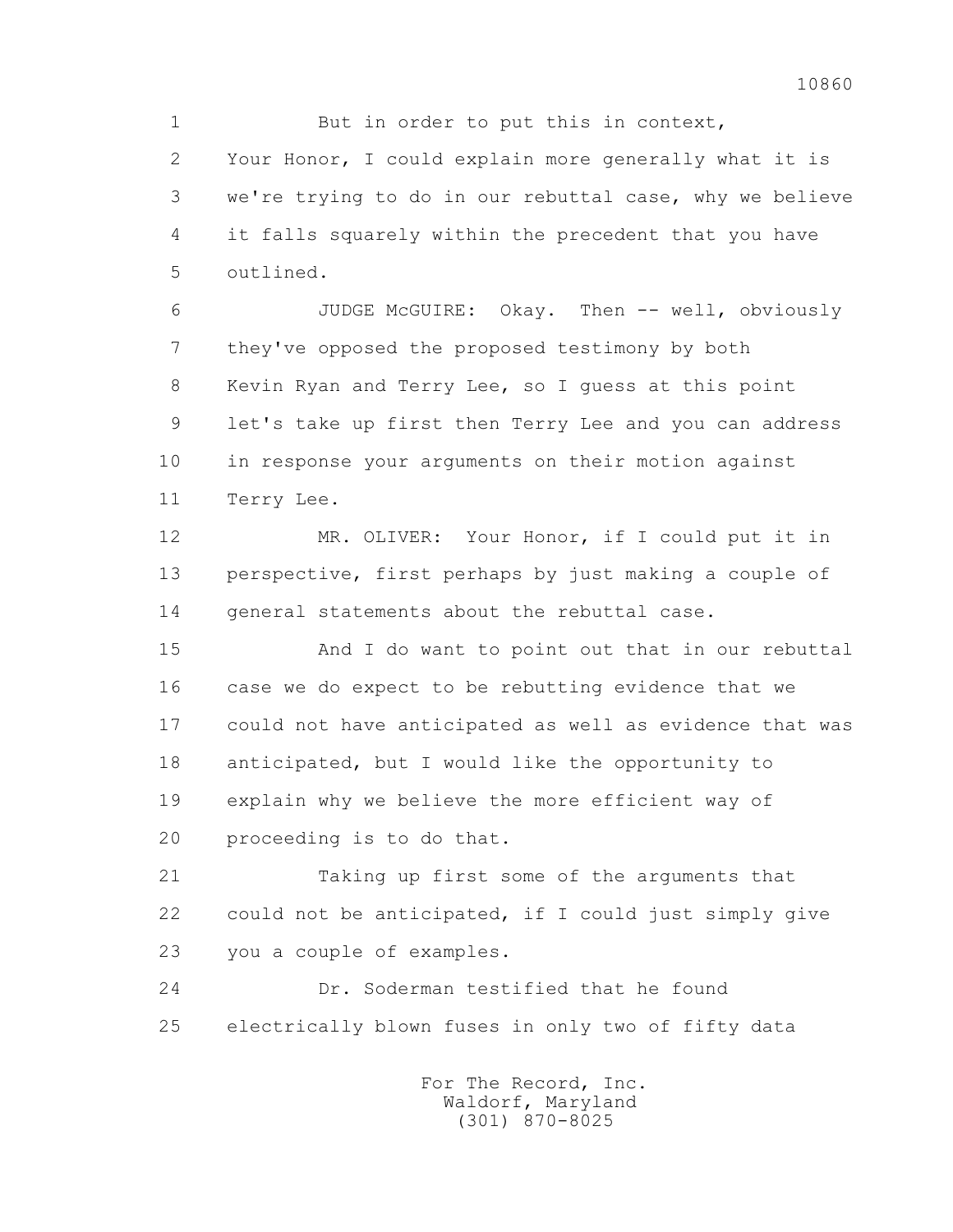But in order to put this in context, Your Honor, I could explain more generally what it is we're trying to do in our rebuttal case, why we believe it falls squarely within the precedent that you have outlined.

JUDGE McGUIRE: Okay. Then -- well, obviously they've opposed the proposed testimony by both Kevin Ryan and Terry Lee, so I guess at this point let's take up first then Terry Lee and you can address in response your arguments on their motion against Terry Lee.

MR. OLIVER: Your Honor, if I could put it in perspective, first perhaps by just making a couple of general statements about the rebuttal case.

And I do want to point out that in our rebuttal case we do expect to be rebutting evidence that we could not have anticipated as well as evidence that was anticipated, but I would like the opportunity to explain why we believe the more efficient way of proceeding is to do that.

Taking up first some of the arguments that could not be anticipated, if I could just simply give you a couple of examples.

Dr. Soderman testified that he found electrically blown fuses in only two of fifty data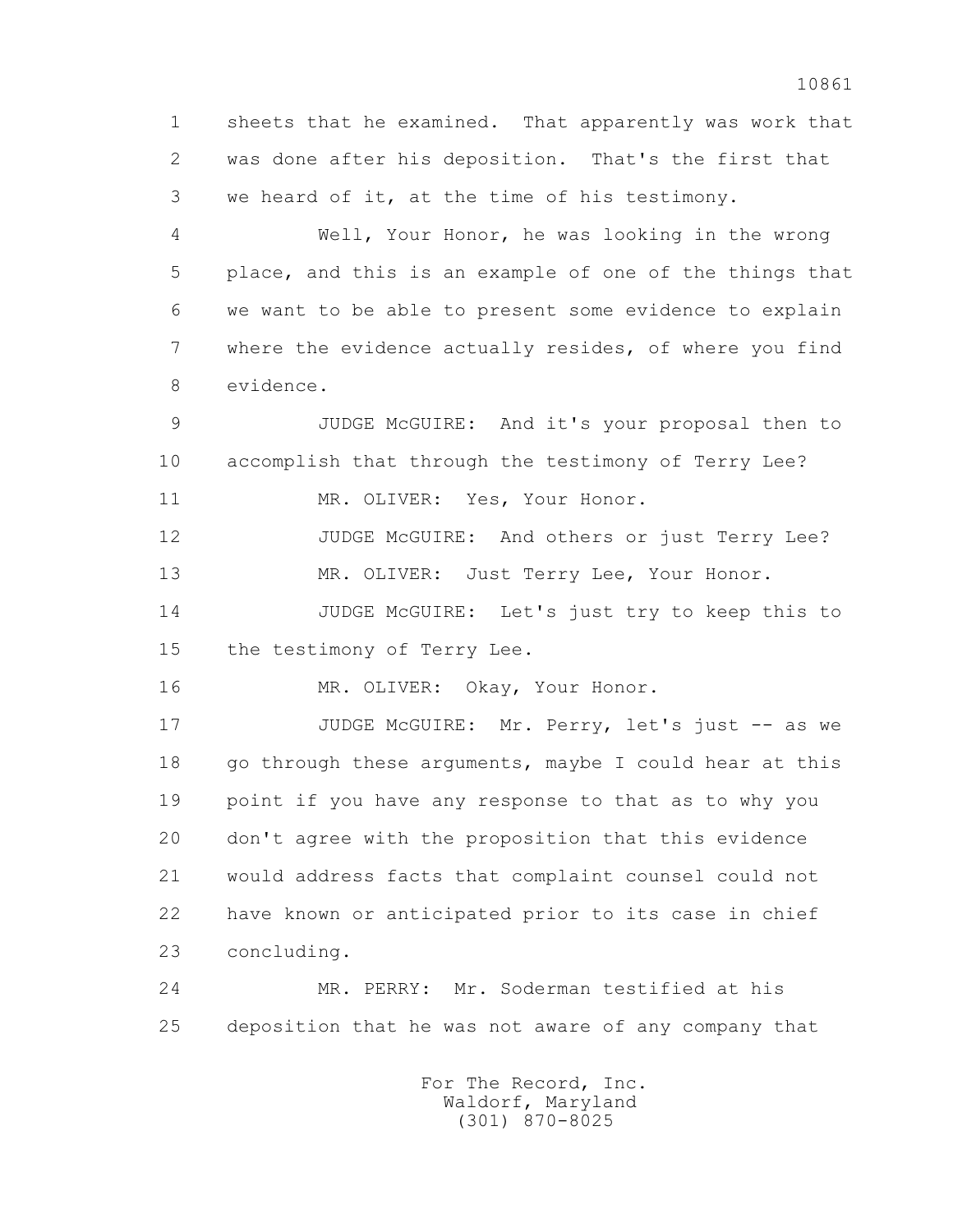sheets that he examined. That apparently was work that was done after his deposition. That's the first that we heard of it, at the time of his testimony.

Well, Your Honor, he was looking in the wrong place, and this is an example of one of the things that we want to be able to present some evidence to explain where the evidence actually resides, of where you find evidence.

JUDGE McGUIRE: And it's your proposal then to accomplish that through the testimony of Terry Lee?

MR. OLIVER: Yes, Your Honor.

JUDGE McGUIRE: And others or just Terry Lee?

MR. OLIVER: Just Terry Lee, Your Honor.

JUDGE McGUIRE: Let's just try to keep this to the testimony of Terry Lee.

MR. OLIVER: Okay, Your Honor.

JUDGE McGUIRE: Mr. Perry, let's just -- as we go through these arguments, maybe I could hear at this point if you have any response to that as to why you don't agree with the proposition that this evidence would address facts that complaint counsel could not have known or anticipated prior to its case in chief concluding.

MR. PERRY: Mr. Soderman testified at his deposition that he was not aware of any company that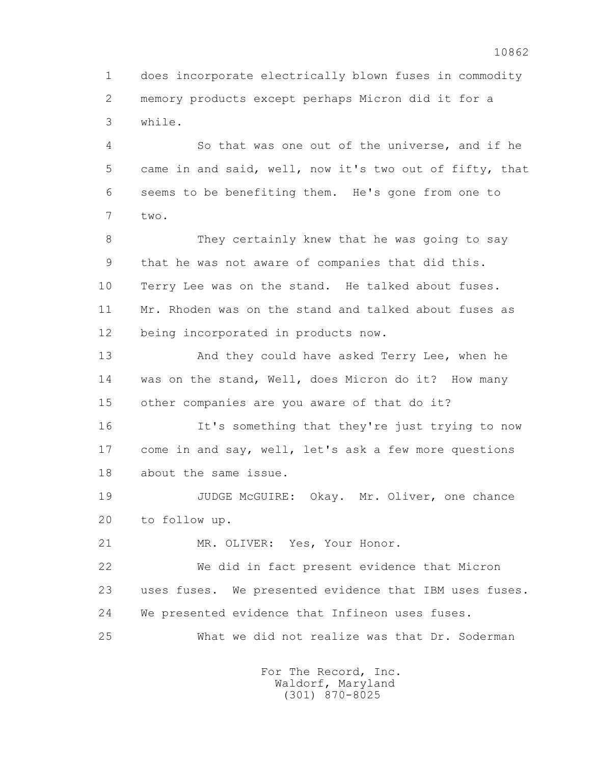does incorporate electrically blown fuses in commodity memory products except perhaps Micron did it for a while.

So that was one out of the universe, and if he came in and said, well, now it's two out of fifty, that seems to be benefiting them. He's gone from one to two.

They certainly knew that he was going to say that he was not aware of companies that did this. Terry Lee was on the stand. He talked about fuses. Mr. Rhoden was on the stand and talked about fuses as being incorporated in products now.

And they could have asked Terry Lee, when he was on the stand, Well, does Micron do it? How many other companies are you aware of that do it?

It's something that they're just trying to now come in and say, well, let's ask a few more questions about the same issue.

JUDGE McGUIRE: Okay. Mr. Oliver, one chance to follow up.

MR. OLIVER: Yes, Your Honor.

We did in fact present evidence that Micron uses fuses. We presented evidence that IBM uses fuses. We presented evidence that Infineon uses fuses.

What we did not realize was that Dr. Soderman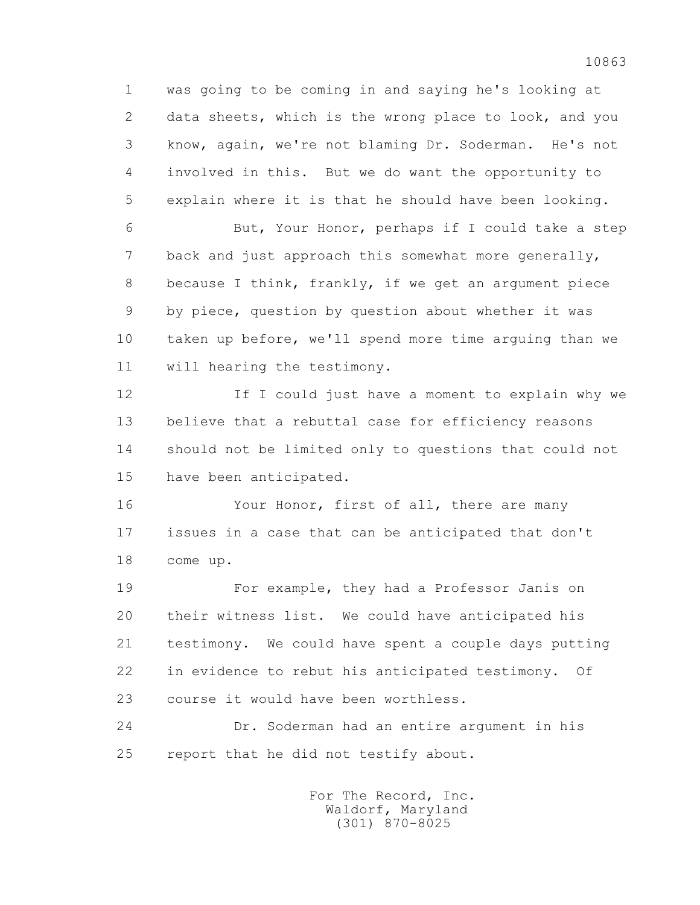1 was going to be coming in and saying he's looking at
2 data sheets, which is the wrong place to look, and you
3 know, again, we're not blaming Dr. Soderman. He's not
4 involved in this. But we do want the opportunity to
5 explain where it is that he should have been looking.

6 But, Your Honor, perhaps if I could take a step
7 back and just approach this somewhat more generally,
8 because I think, frankly, if we get an argument piece
9 by piece, question by question about whether it was
10 taken up before, we'll spend more time arguing than we
11 will hearing the testimony.

12 If I could just have a moment to explain why we
13 believe that a rebuttal case for efficiency reasons
14 should not be limited only to questions that could not
15 have been anticipated.

16 Your Honor, first of all, there are many
17 issues in a case that can be anticipated that don't
18 come up.

19 For example, they had a Professor Janis on
20 their witness list. We could have anticipated his
21 testimony. We could have spent a couple days putting
22 in evidence to rebut his anticipated testimony. Of
23 course it would have been worthless.

24 Dr. Soderman had an entire argument in his
25 report that he did not testify about.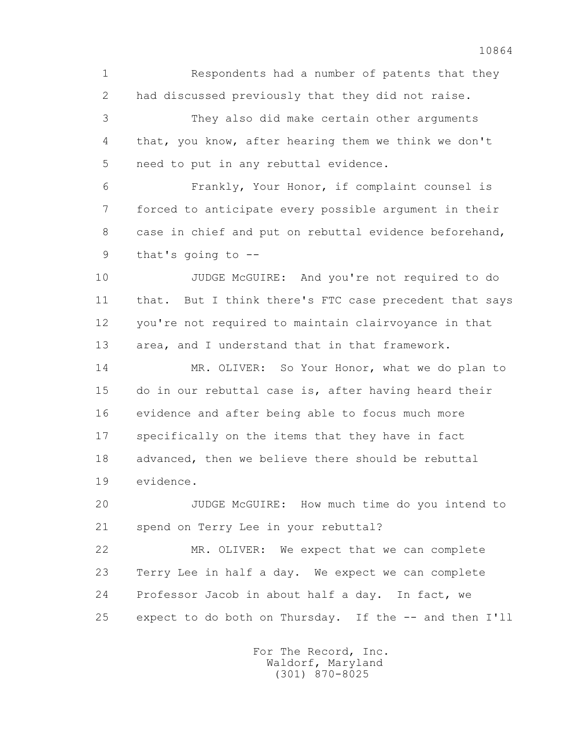1 Respondents had a number of patents that they
2 had discussed previously that they did not raise.

3 They also did make certain other arguments
4 that, you know, after hearing them we think we don't
5 need to put in any rebuttal evidence.

6 Frankly, Your Honor, if complaint counsel is
7 forced to anticipate every possible argument in their
8 case in chief and put on rebuttal evidence beforehand,
9 that's going to --

10 JUDGE McGUIRE: And you're not required to do
11 that. But I think there's FTC case precedent that says
12 you're not required to maintain clairvoyance in that
13 area, and I understand that in that framework.

14 MR. OLIVER: So Your Honor, what we do plan to
15 do in our rebuttal case is, after having heard their
16 evidence and after being able to focus much more
17 specifically on the items that they have in fact
18 advanced, then we believe there should be rebuttal
19 evidence.

20 JUDGE McGUIRE: How much time do you intend to
21 spend on Terry Lee in your rebuttal?

22 MR. OLIVER: We expect that we can complete
23 Terry Lee in half a day. We expect we can complete
24 Professor Jacob in about half a day. In fact, we
25 expect to do both on Thursday. If the -- and then I'll

For The Record, Inc.
Waldorf, Maryland
(301) 870-8025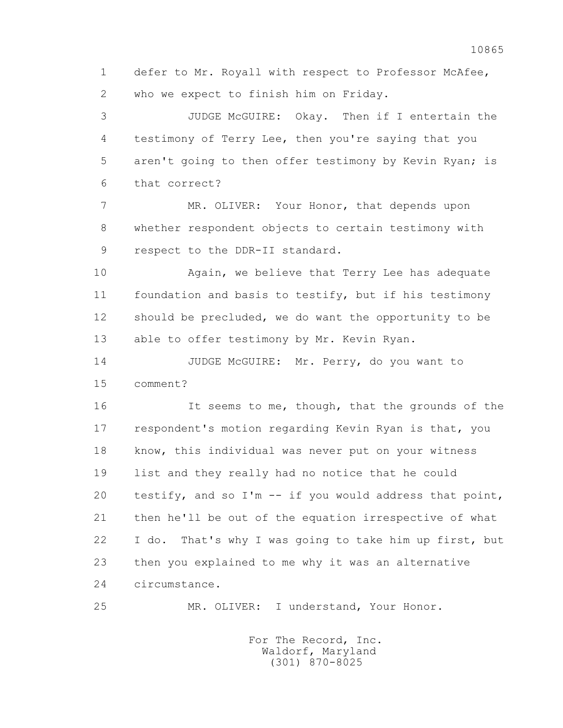1 defer to Mr. Royall with respect to Professor McAfee,
2 who we expect to finish him on Friday.

3 JUDGE McGUIRE: Okay. Then if I entertain the
4 testimony of Terry Lee, then you're saying that you
5 aren't going to then offer testimony by Kevin Ryan; is
6 that correct?

7 MR. OLIVER: Your Honor, that depends upon
8 whether respondent objects to certain testimony with
9 respect to the DDR-II standard.

10 Again, we believe that Terry Lee has adequate
11 foundation and basis to testify, but if his testimony
12 should be precluded, we do want the opportunity to be
13 able to offer testimony by Mr. Kevin Ryan.

14 JUDGE McGUIRE: Mr. Perry, do you want to
15 comment?

16 It seems to me, though, that the grounds of the
17 respondent's motion regarding Kevin Ryan is that, you
18 know, this individual was never put on your witness
19 list and they really had no notice that he could
20 testify, and so I'm -- if you would address that point,
21 then he'll be out of the equation irrespective of what
22 I do. That's why I was going to take him up first, but
23 then you explained to me why it was an alternative
24 circumstance.

25 MR. OLIVER: I understand, Your Honor.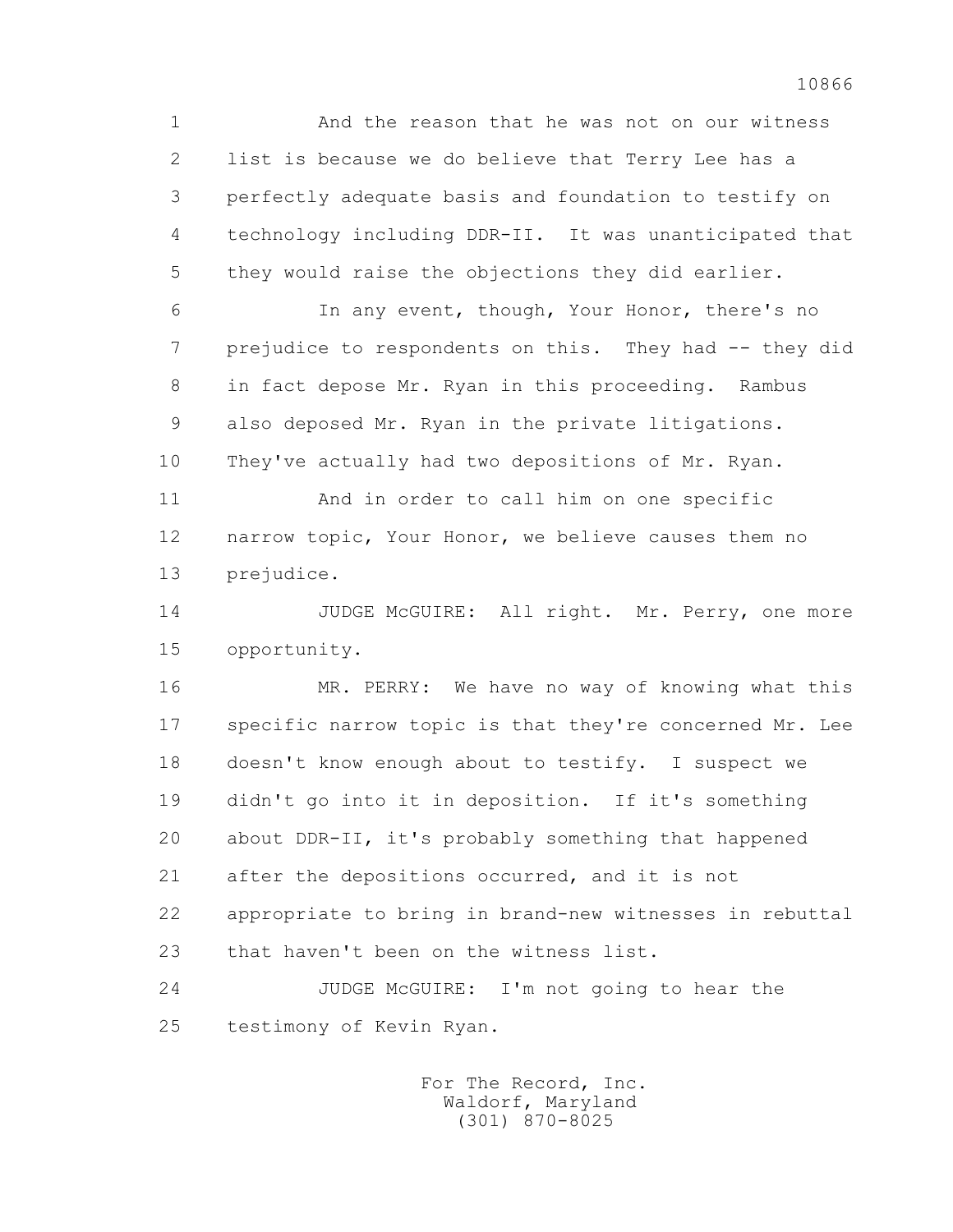1 And the reason that he was not on our witness
2 list is because we do believe that Terry Lee has a
3 perfectly adequate basis and foundation to testify on
4 technology including DDR-II. It was unanticipated that
5 they would raise the objections they did earlier.

6 In any event, though, Your Honor, there's no
7 prejudice to respondents on this. They had -- they did
8 in fact depose Mr. Ryan in this proceeding. Rambus
9 also deposed Mr. Ryan in the private litigations.
10 They've actually had two depositions of Mr. Ryan.

11 And in order to call him on one specific
12 narrow topic, Your Honor, we believe causes them no
13 prejudice.

14 JUDGE McGUIRE: All right. Mr. Perry, one more
15 opportunity.

16 MR. PERRY: We have no way of knowing what this
17 specific narrow topic is that they're concerned Mr. Lee
18 doesn't know enough about to testify. I suspect we
19 didn't go into it in deposition. If it's something
20 about DDR-II, it's probably something that happened
21 after the depositions occurred, and it is not
22 appropriate to bring in brand-new witnesses in rebuttal
23 that haven't been on the witness list.

24 JUDGE McGUIRE: I'm not going to hear the
25 testimony of Kevin Ryan.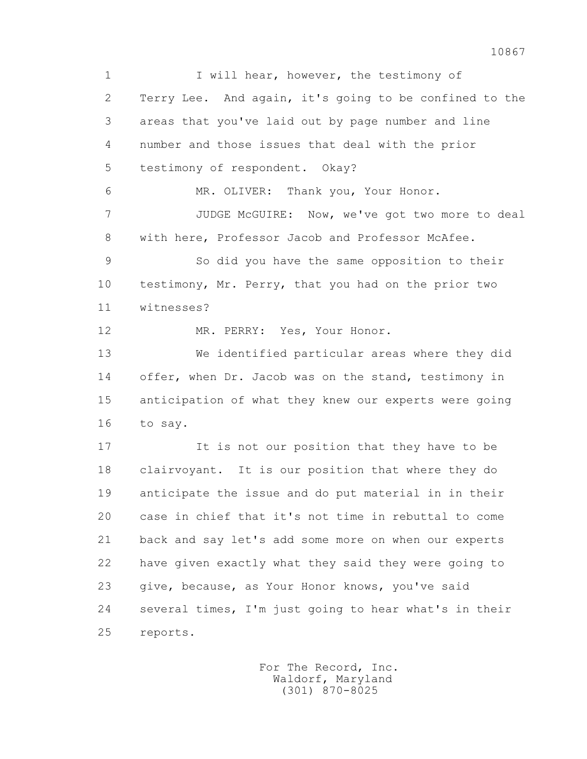I will hear, however, the testimony of Terry Lee. And again, it's going to be confined to the areas that you've laid out by page number and line number and those issues that deal with the prior testimony of respondent. Okay?

MR. OLIVER: Thank you, Your Honor.

JUDGE McGUIRE: Now, we've got two more to deal with here, Professor Jacob and Professor McAfee.

So did you have the same opposition to their testimony, Mr. Perry, that you had on the prior two witnesses?

MR. PERRY: Yes, Your Honor.

We identified particular areas where they did offer, when Dr. Jacob was on the stand, testimony in anticipation of what they knew our experts were going to say.

It is not our position that they have to be clairvoyant. It is our position that where they do anticipate the issue and do put material in in their case in chief that it's not time in rebuttal to come back and say let's add some more on when our experts have given exactly what they said they were going to give, because, as Your Honor knows, you've said several times, I'm just going to hear what's in their reports.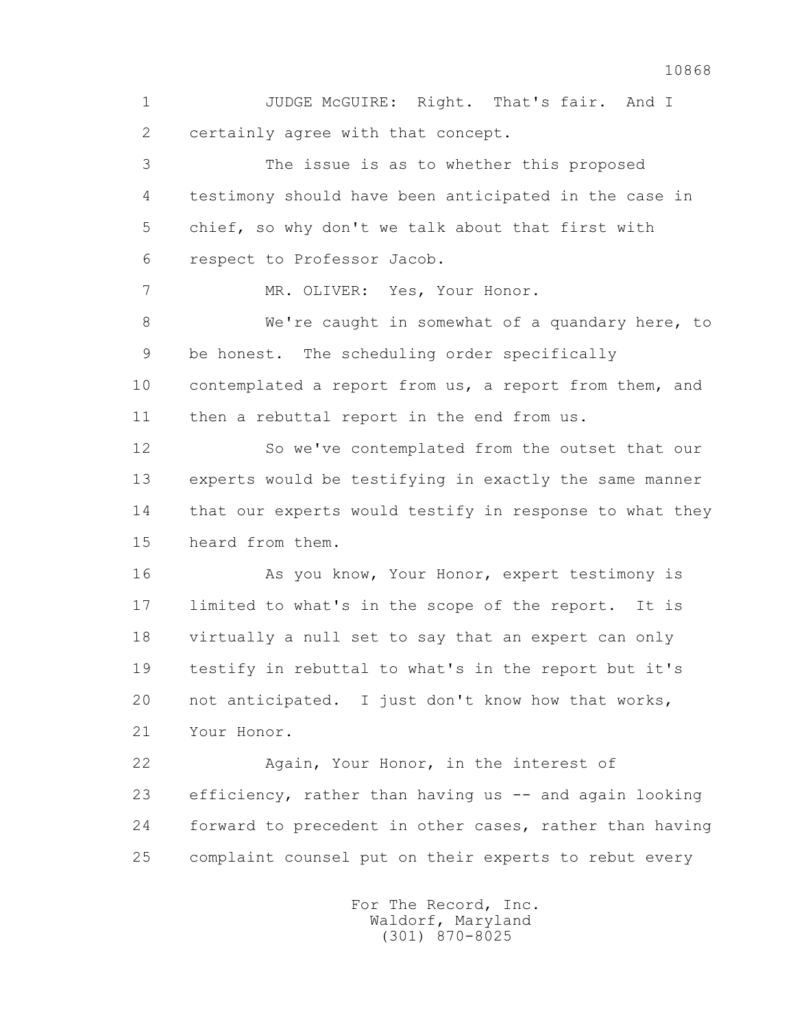JUDGE McGUIRE: Right. That's fair. And I certainly agree with that concept.

The issue is as to whether this proposed testimony should have been anticipated in the case in chief, so why don't we talk about that first with respect to Professor Jacob.

MR. OLIVER: Yes, Your Honor.

We're caught in somewhat of a quandary here, to be honest. The scheduling order specifically contemplated a report from us, a report from them, and then a rebuttal report in the end from us.

So we've contemplated from the outset that our experts would be testifying in exactly the same manner that our experts would testify in response to what they heard from them.

As you know, Your Honor, expert testimony is limited to what's in the scope of the report. It is virtually a null set to say that an expert can only testify in rebuttal to what's in the report but it's not anticipated. I just don't know how that works, Your Honor.

Again, Your Honor, in the interest of efficiency, rather than having us -- and again looking forward to precedent in other cases, rather than having complaint counsel put on their experts to rebut every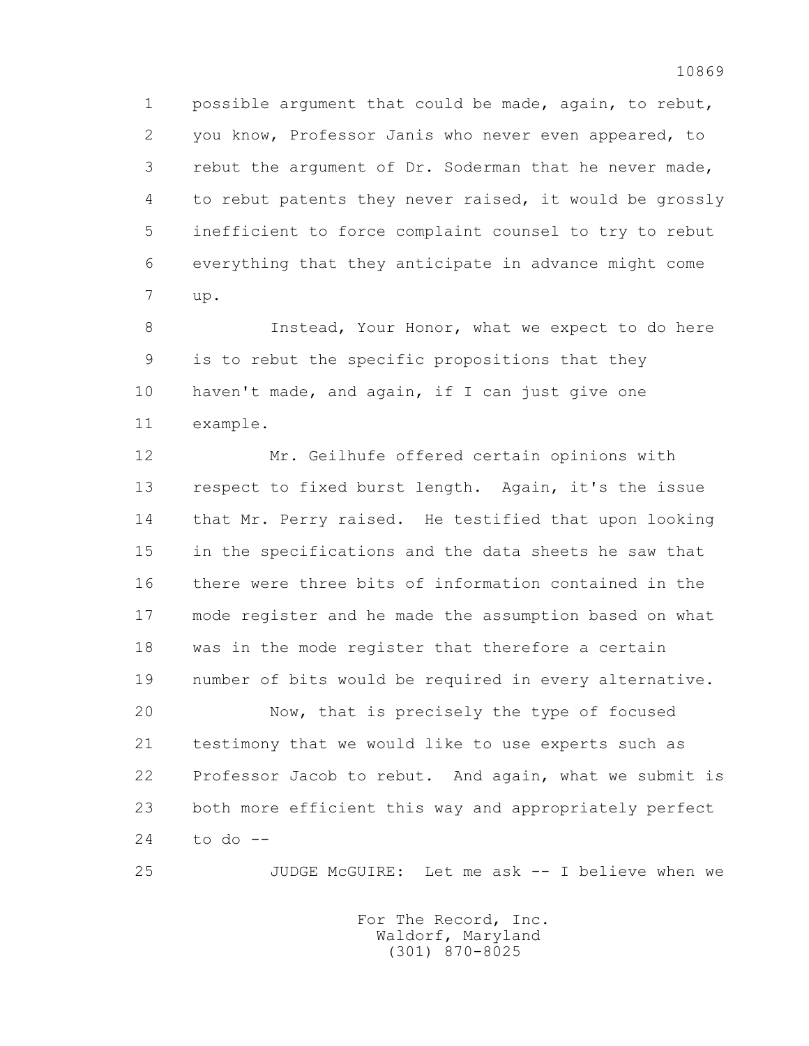possible argument that could be made, again, to rebut, you know, Professor Janis who never even appeared, to rebut the argument of Dr. Soderman that he never made, to rebut patents they never raised, it would be grossly inefficient to force complaint counsel to try to rebut everything that they anticipate in advance might come up.

Instead, Your Honor, what we expect to do here is to rebut the specific propositions that they haven't made, and again, if I can just give one example.

Mr. Geilhufe offered certain opinions with respect to fixed burst length. Again, it's the issue that Mr. Perry raised. He testified that upon looking in the specifications and the data sheets he saw that there were three bits of information contained in the mode register and he made the assumption based on what was in the mode register that therefore a certain number of bits would be required in every alternative.

Now, that is precisely the type of focused testimony that we would like to use experts such as Professor Jacob to rebut. And again, what we submit is both more efficient this way and appropriately perfect to do --

JUDGE McGUIRE: Let me ask -- I believe when we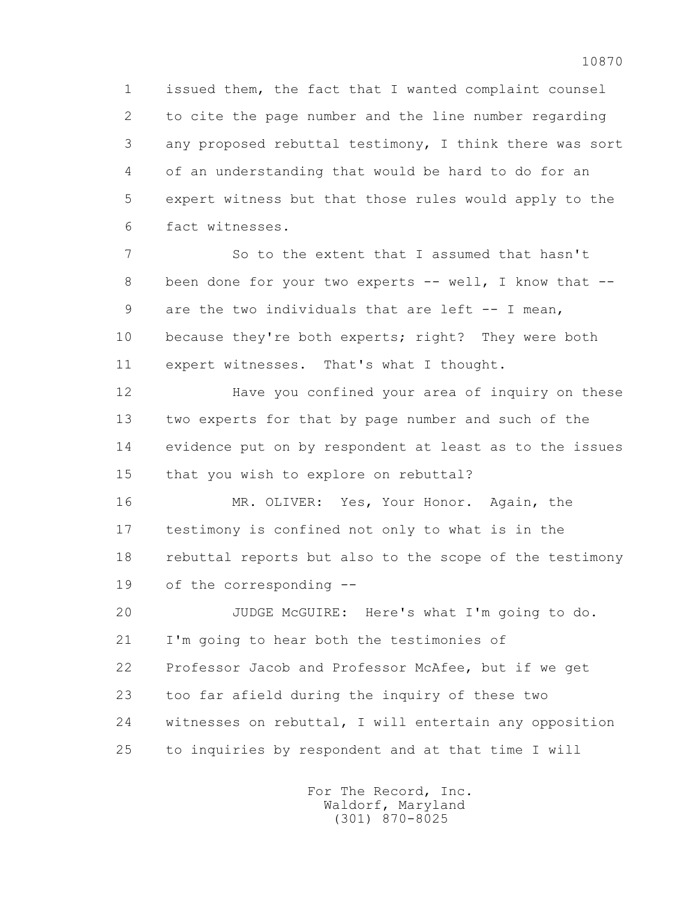1 issued them, the fact that I wanted complaint counsel
2 to cite the page number and the line number regarding
3 any proposed rebuttal testimony, I think there was sort
4 of an understanding that would be hard to do for an
5 expert witness but that those rules would apply to the
6 fact witnesses.

7 So to the extent that I assumed that hasn't
8 been done for your two experts -- well, I know that --
9 are the two individuals that are left -- I mean,
10 because they're both experts; right? They were both
11 expert witnesses. That's what I thought.

12 Have you confined your area of inquiry on these
13 two experts for that by page number and such of the
14 evidence put on by respondent at least as to the issues
15 that you wish to explore on rebuttal?

16 MR. OLIVER: Yes, Your Honor. Again, the
17 testimony is confined not only to what is in the
18 rebuttal reports but also to the scope of the testimony
19 of the corresponding --

20 JUDGE McGUIRE: Here's what I'm going to do.
21 I'm going to hear both the testimonies of
22 Professor Jacob and Professor McAfee, but if we get
23 too far afield during the inquiry of these two
24 witnesses on rebuttal, I will entertain any opposition
25 to inquiries by respondent and at that time I will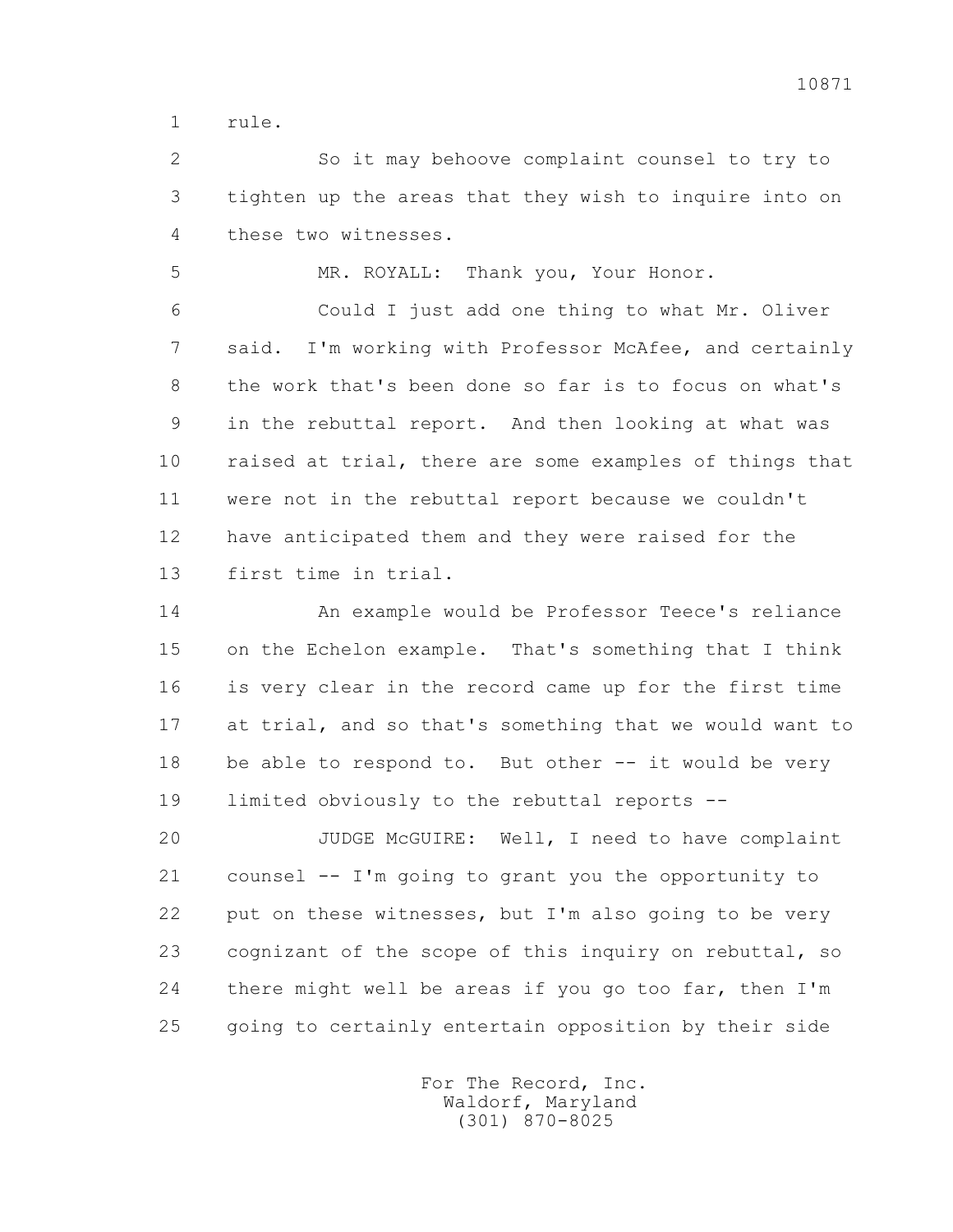1 rule.

2 So it may behoove complaint counsel to try to
3 tighten up the areas that they wish to inquire into on
4 these two witnesses.

5 MR. ROYALL: Thank you, Your Honor.

6 Could I just add one thing to what Mr. Oliver
7 said. I'm working with Professor McAfee, and certainly
8 the work that's been done so far is to focus on what's
9 in the rebuttal report. And then looking at what was
10 raised at trial, there are some examples of things that
11 were not in the rebuttal report because we couldn't
12 have anticipated them and they were raised for the
13 first time in trial.

14 An example would be Professor Teece's reliance
15 on the Echelon example. That's something that I think
16 is very clear in the record came up for the first time
17 at trial, and so that's something that we would want to
18 be able to respond to. But other -- it would be very
19 limited obviously to the rebuttal reports --

20 JUDGE McGUIRE: Well, I need to have complaint
21 counsel -- I'm going to grant you the opportunity to
22 put on these witnesses, but I'm also going to be very
23 cognizant of the scope of this inquiry on rebuttal, so
24 there might well be areas if you go too far, then I'm
25 going to certainly entertain opposition by their side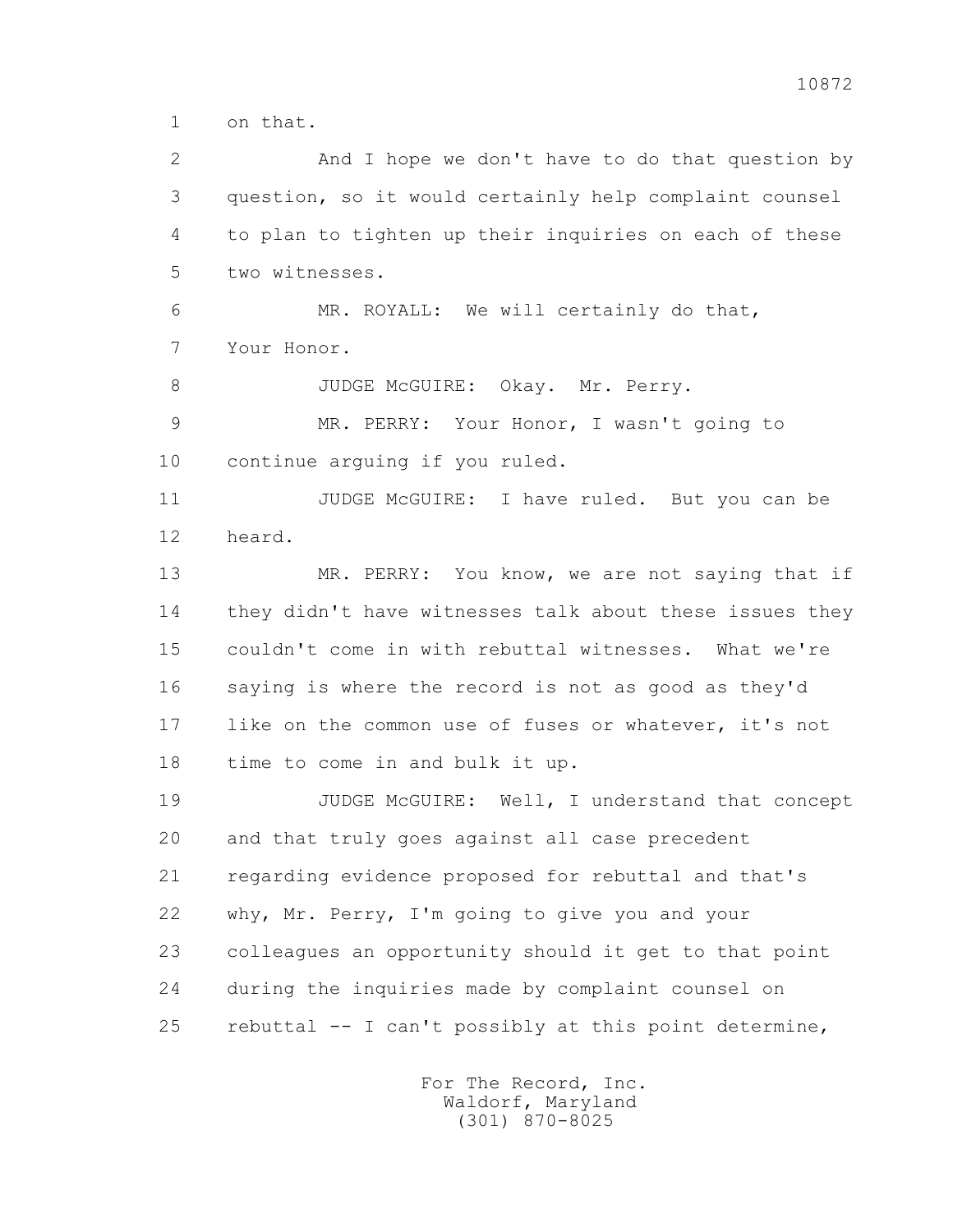1 on that.

2 And I hope we don't have to do that question by

3 question, so it would certainly help complaint counsel

4 to plan to tighten up their inquiries on each of these

5 two witnesses.

6 MR. ROYALL: We will certainly do that,

7 Your Honor.

8 JUDGE McGUIRE: Okay. Mr. Perry.

9 MR. PERRY: Your Honor, I wasn't going to

10 continue arguing if you ruled.

11 JUDGE McGUIRE: I have ruled. But you can be

12 heard.

13 MR. PERRY: You know, we are not saying that if

14 they didn't have witnesses talk about these issues they

15 couldn't come in with rebuttal witnesses. What we're

16 saying is where the record is not as good as they'd

17 like on the common use of fuses or whatever, it's not

18 time to come in and bulk it up.

19 JUDGE McGUIRE: Well, I understand that concept

20 and that truly goes against all case precedent

21 regarding evidence proposed for rebuttal and that's

22 why, Mr. Perry, I'm going to give you and your

23 colleagues an opportunity should it get to that point

24 during the inquiries made by complaint counsel on

25 rebuttal -- I can't possibly at this point determine,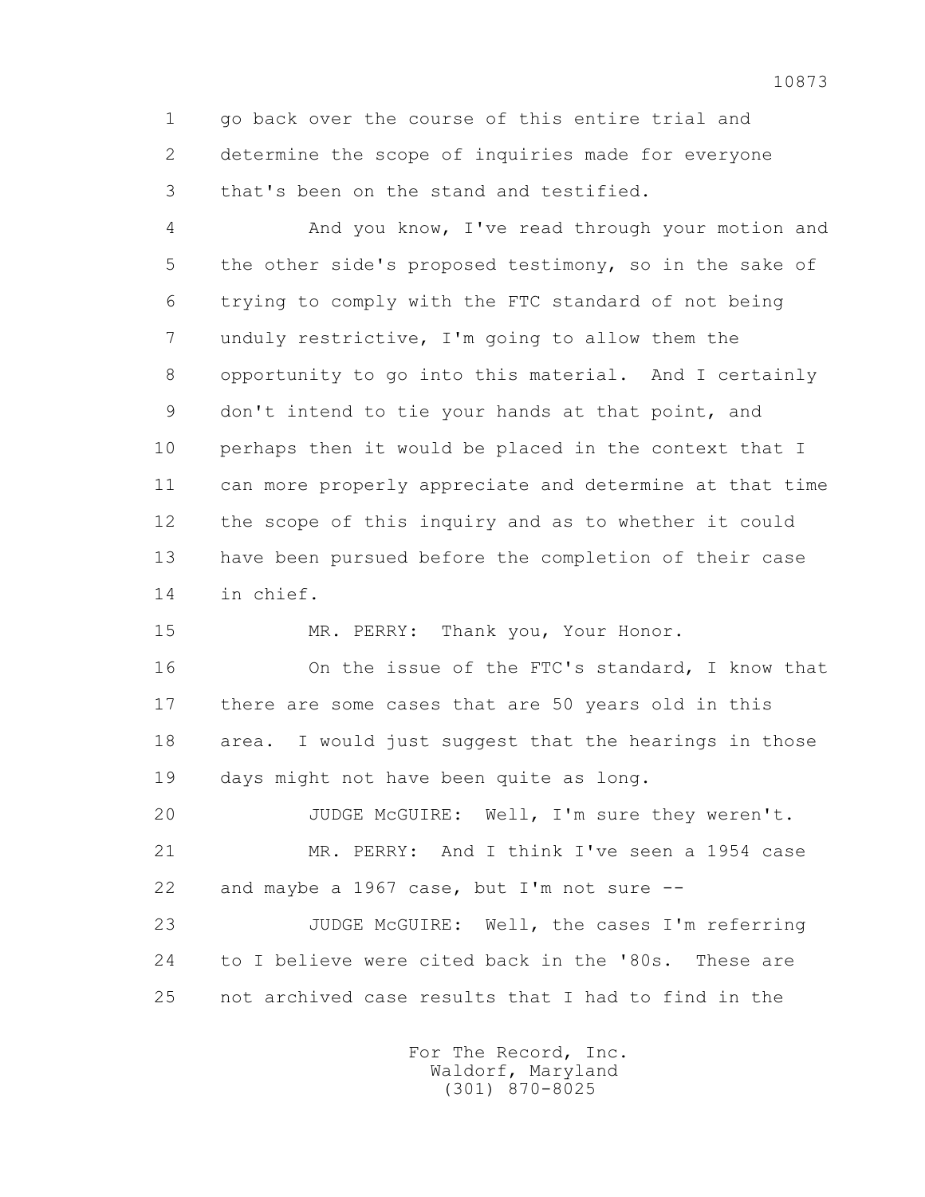1 go back over the course of this entire trial and
2 determine the scope of inquiries made for everyone
3 that's been on the stand and testified.

4 And you know, I've read through your motion and
5 the other side's proposed testimony, so in the sake of
6 trying to comply with the FTC standard of not being
7 unduly restrictive, I'm going to allow them the
8 opportunity to go into this material. And I certainly
9 don't intend to tie your hands at that point, and
10 perhaps then it would be placed in the context that I
11 can more properly appreciate and determine at that time
12 the scope of this inquiry and as to whether it could
13 have been pursued before the completion of their case
14 in chief.

15 MR. PERRY: Thank you, Your Honor.

16 On the issue of the FTC's standard, I know that
17 there are some cases that are 50 years old in this
18 area. I would just suggest that the hearings in those
19 days might not have been quite as long.

20 JUDGE McGUIRE: Well, I'm sure they weren't.

21 MR. PERRY: And I think I've seen a 1954 case
22 and maybe a 1967 case, but I'm not sure --

23 JUDGE McGUIRE: Well, the cases I'm referring
24 to I believe were cited back in the '80s. These are
25 not archived case results that I had to find in the

For The Record, Inc.
Waldorf, Maryland
(301) 870-8025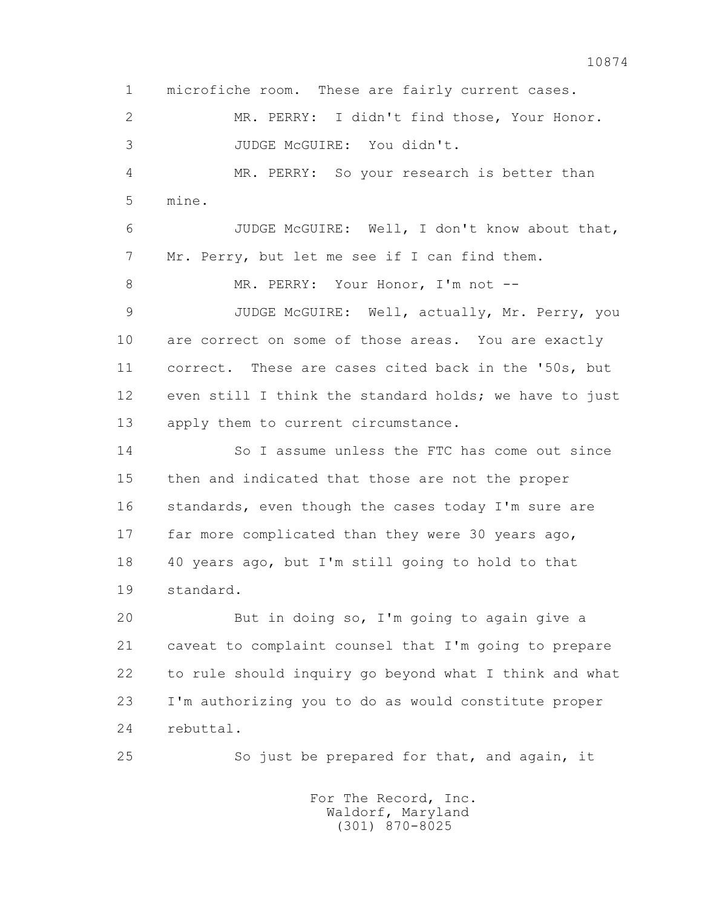1 microfiche room. These are fairly current cases.

2 MR. PERRY: I didn't find those, Your Honor.

3 JUDGE McGUIRE: You didn't.

4 MR. PERRY: So your research is better than

5 mine.

6 JUDGE McGUIRE: Well, I don't know about that,

7 Mr. Perry, but let me see if I can find them.

8 MR. PERRY: Your Honor, I'm not --

9 JUDGE McGUIRE: Well, actually, Mr. Perry, you

10 are correct on some of those areas. You are exactly

11 correct. These are cases cited back in the '50s, but

12 even still I think the standard holds; we have to just

13 apply them to current circumstance.

14 So I assume unless the FTC has come out since

15 then and indicated that those are not the proper

16 standards, even though the cases today I'm sure are

17 far more complicated than they were 30 years ago,

18 40 years ago, but I'm still going to hold to that

19 standard.

20 But in doing so, I'm going to again give a

21 caveat to complaint counsel that I'm going to prepare

22 to rule should inquiry go beyond what I think and what

23 I'm authorizing you to do as would constitute proper

24 rebuttal.

25 So just be prepared for that, and again, it

For The Record, Inc.
Waldorf, Maryland
(301) 870-8025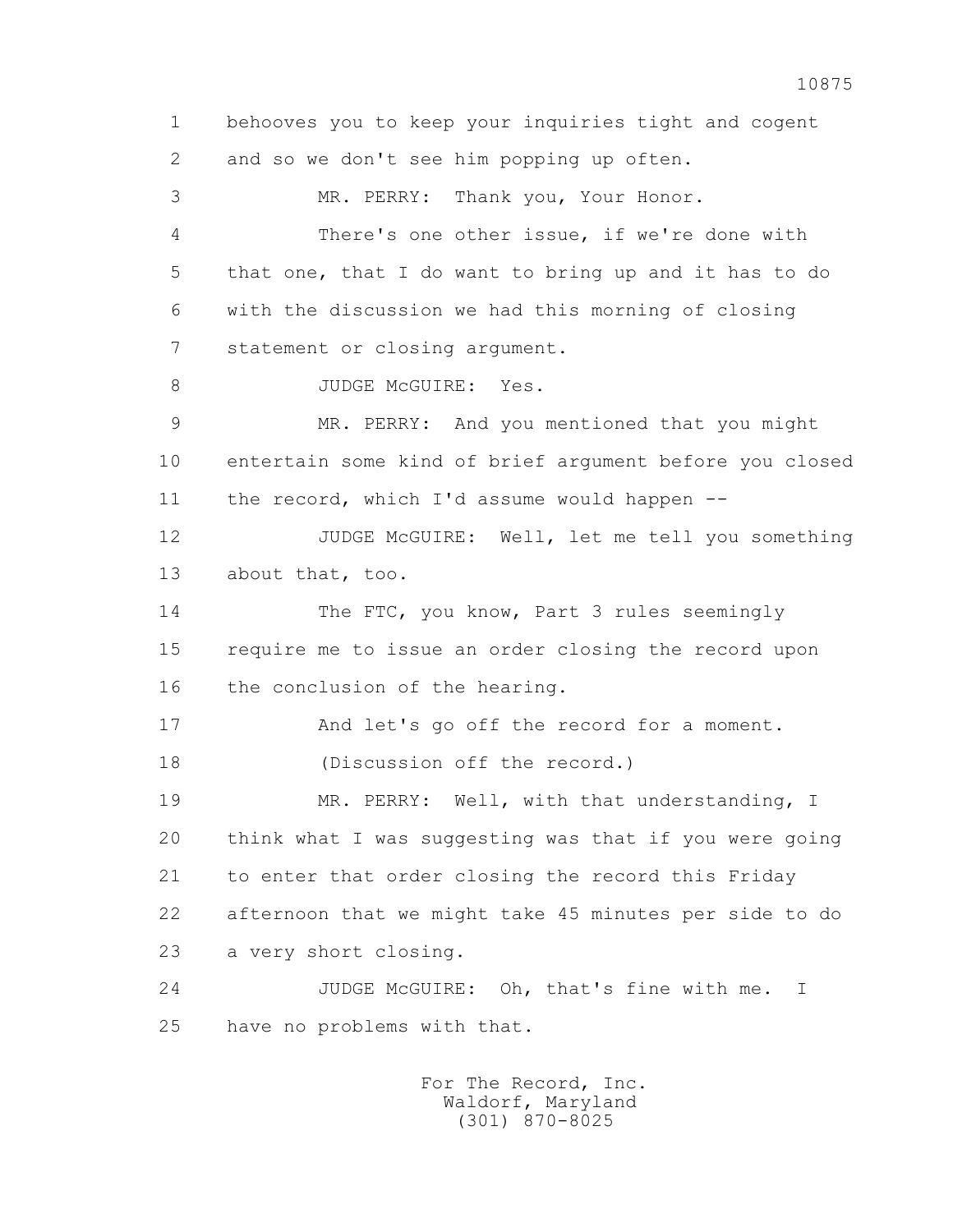behooves you to keep your inquiries tight and cogent and so we don't see him popping up often.

MR. PERRY: Thank you, Your Honor.

There's one other issue, if we're done with that one, that I do want to bring up and it has to do with the discussion we had this morning of closing statement or closing argument.

JUDGE McGUIRE: Yes.

MR. PERRY: And you mentioned that you might entertain some kind of brief argument before you closed the record, which I'd assume would happen --

JUDGE McGUIRE: Well, let me tell you something about that, too.

The FTC, you know, Part 3 rules seemingly require me to issue an order closing the record upon the conclusion of the hearing.

And let's go off the record for a moment.

(Discussion off the record.)

MR. PERRY: Well, with that understanding, I think what I was suggesting was that if you were going to enter that order closing the record this Friday afternoon that we might take 45 minutes per side to do a very short closing.

JUDGE McGUIRE: Oh, that's fine with me. I have no problems with that.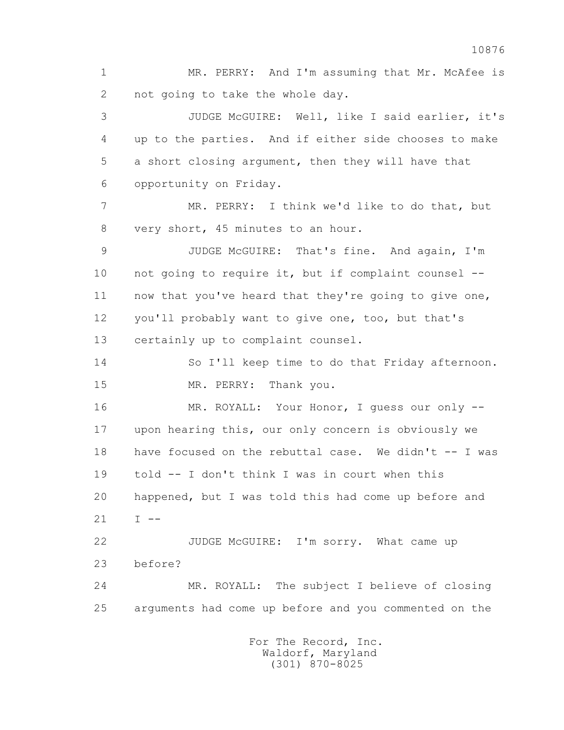1 MR. PERRY: And I'm assuming that Mr. McAfee is
2 not going to take the whole day.

3 JUDGE McGUIRE: Well, like I said earlier, it's
4 up to the parties. And if either side chooses to make
5 a short closing argument, then they will have that
6 opportunity on Friday.

7 MR. PERRY: I think we'd like to do that, but
8 very short, 45 minutes to an hour.

9 JUDGE McGUIRE: That's fine. And again, I'm
10 not going to require it, but if complaint counsel --
11 now that you've heard that they're going to give one,
12 you'll probably want to give one, too, but that's
13 certainly up to complaint counsel.

14 So I'll keep time to do that Friday afternoon.

15 MR. PERRY: Thank you.

16 MR. ROYALL: Your Honor, I guess our only --
17 upon hearing this, our only concern is obviously we
18 have focused on the rebuttal case. We didn't -- I was
19 told -- I don't think I was in court when this
20 happened, but I was told this had come up before and
21 I --

22 JUDGE McGUIRE: I'm sorry. What came up
23 before?

24 MR. ROYALL: The subject I believe of closing
25 arguments had come up before and you commented on the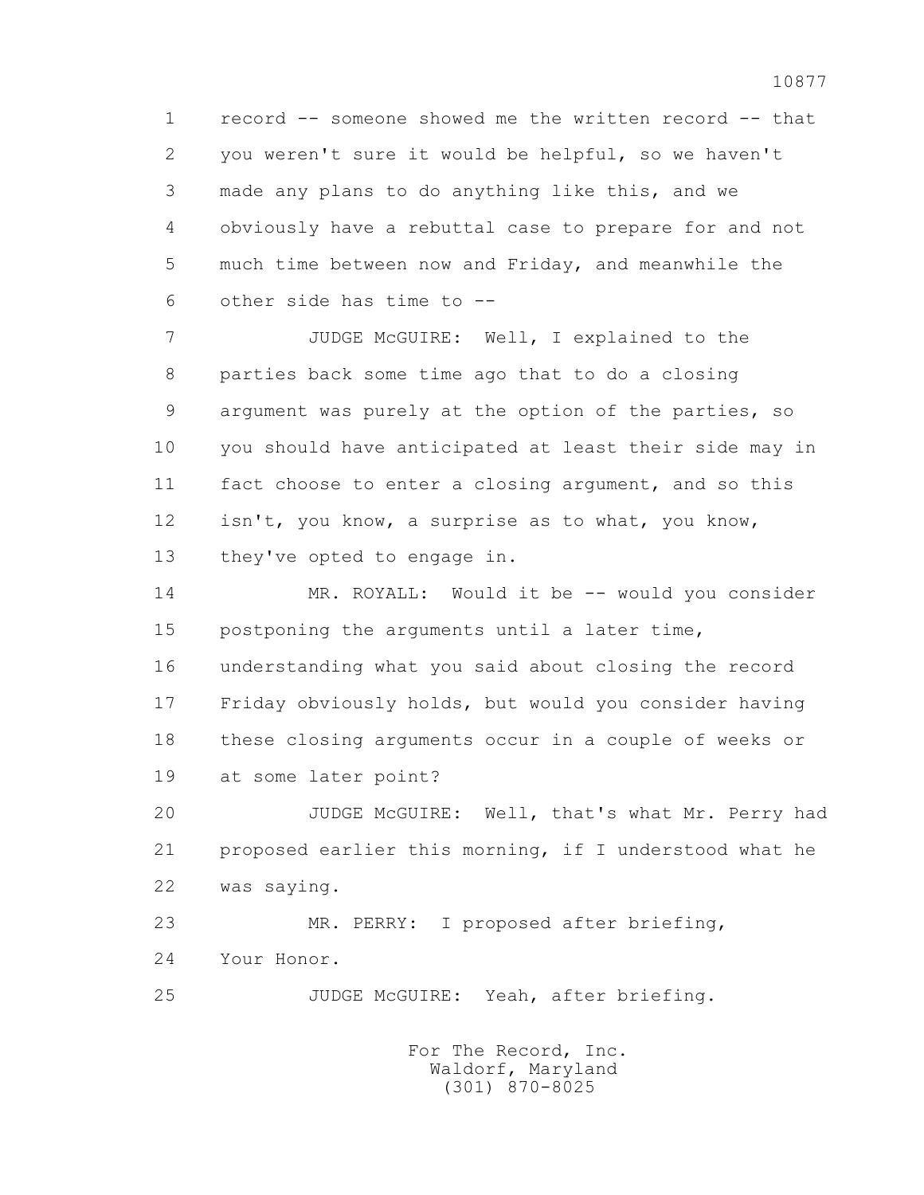record -- someone showed me the written record -- that you weren't sure it would be helpful, so we haven't made any plans to do anything like this, and we obviously have a rebuttal case to prepare for and not much time between now and Friday, and meanwhile the other side has time to --

JUDGE McGUIRE: Well, I explained to the parties back some time ago that to do a closing argument was purely at the option of the parties, so you should have anticipated at least their side may in fact choose to enter a closing argument, and so this isn't, you know, a surprise as to what, you know, they've opted to engage in.

MR. ROYALL: Would it be -- would you consider postponing the arguments until a later time, understanding what you said about closing the record Friday obviously holds, but would you consider having these closing arguments occur in a couple of weeks or at some later point?

JUDGE McGUIRE: Well, that's what Mr. Perry had proposed earlier this morning, if I understood what he was saying.

MR. PERRY: I proposed after briefing, Your Honor.

JUDGE McGUIRE: Yeah, after briefing.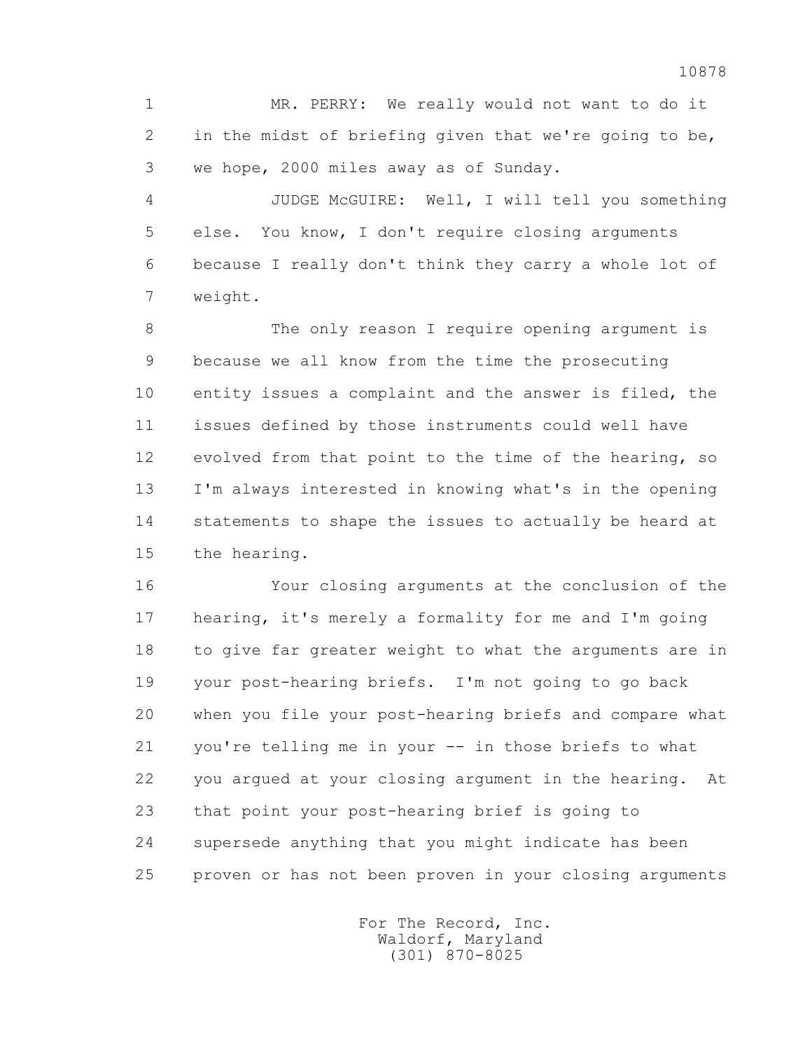MR. PERRY: We really would not want to do it in the midst of briefing given that we're going to be, we hope, 2000 miles away as of Sunday.

JUDGE McGUIRE: Well, I will tell you something else. You know, I don't require closing arguments because I really don't think they carry a whole lot of weight.

The only reason I require opening argument is because we all know from the time the prosecuting entity issues a complaint and the answer is filed, the issues defined by those instruments could well have evolved from that point to the time of the hearing, so I'm always interested in knowing what's in the opening statements to shape the issues to actually be heard at the hearing.

Your closing arguments at the conclusion of the hearing, it's merely a formality for me and I'm going to give far greater weight to what the arguments are in your post-hearing briefs. I'm not going to go back when you file your post-hearing briefs and compare what you're telling me in your -- in those briefs to what you argued at your closing argument in the hearing. At that point your post-hearing brief is going to supersede anything that you might indicate has been proven or has not been proven in your closing arguments

For The Record, Inc.
Waldorf, Maryland
(301) 870-8025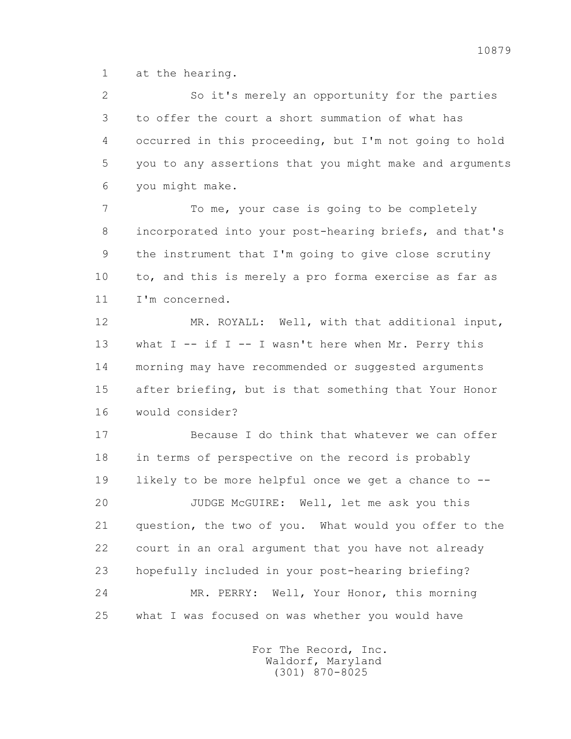1 at the hearing.

2 So it's merely an opportunity for the parties
3 to offer the court a short summation of what has
4 occurred in this proceeding, but I'm not going to hold
5 you to any assertions that you might make and arguments
6 you might make.

7 To me, your case is going to be completely
8 incorporated into your post-hearing briefs, and that's
9 the instrument that I'm going to give close scrutiny
10 to, and this is merely a pro forma exercise as far as
11 I'm concerned.

12 MR. ROYALL: Well, with that additional input,
13 what I -- if I -- I wasn't here when Mr. Perry this
14 morning may have recommended or suggested arguments
15 after briefing, but is that something that Your Honor
16 would consider?

17 Because I do think that whatever we can offer
18 in terms of perspective on the record is probably
19 likely to be more helpful once we get a chance to --

20 JUDGE McGUIRE: Well, let me ask you this
21 question, the two of you. What would you offer to the
22 court in an oral argument that you have not already
23 hopefully included in your post-hearing briefing?

24 MR. PERRY: Well, Your Honor, this morning
25 what I was focused on was whether you would have

For The Record, Inc.
Waldorf, Maryland
(301) 870-8025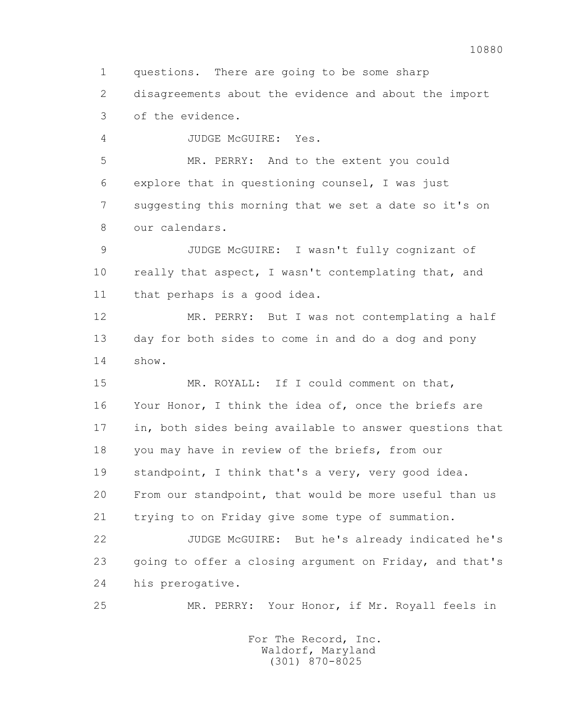1 questions. There are going to be some sharp
2 disagreements about the evidence and about the import
3 of the evidence.

4 JUDGE McGUIRE: Yes.

5 MR. PERRY: And to the extent you could
6 explore that in questioning counsel, I was just
7 suggesting this morning that we set a date so it's on
8 our calendars.

9 JUDGE McGUIRE: I wasn't fully cognizant of
10 really that aspect, I wasn't contemplating that, and
11 that perhaps is a good idea.

12 MR. PERRY: But I was not contemplating a half
13 day for both sides to come in and do a dog and pony
14 show.

15 MR. ROYALL: If I could comment on that,
16 Your Honor, I think the idea of, once the briefs are
17 in, both sides being available to answer questions that
18 you may have in review of the briefs, from our
19 standpoint, I think that's a very, very good idea.
20 From our standpoint, that would be more useful than us
21 trying to on Friday give some type of summation.

22 JUDGE McGUIRE: But he's already indicated he's
23 going to offer a closing argument on Friday, and that's
24 his prerogative.

25 MR. PERRY: Your Honor, if Mr. Royall feels in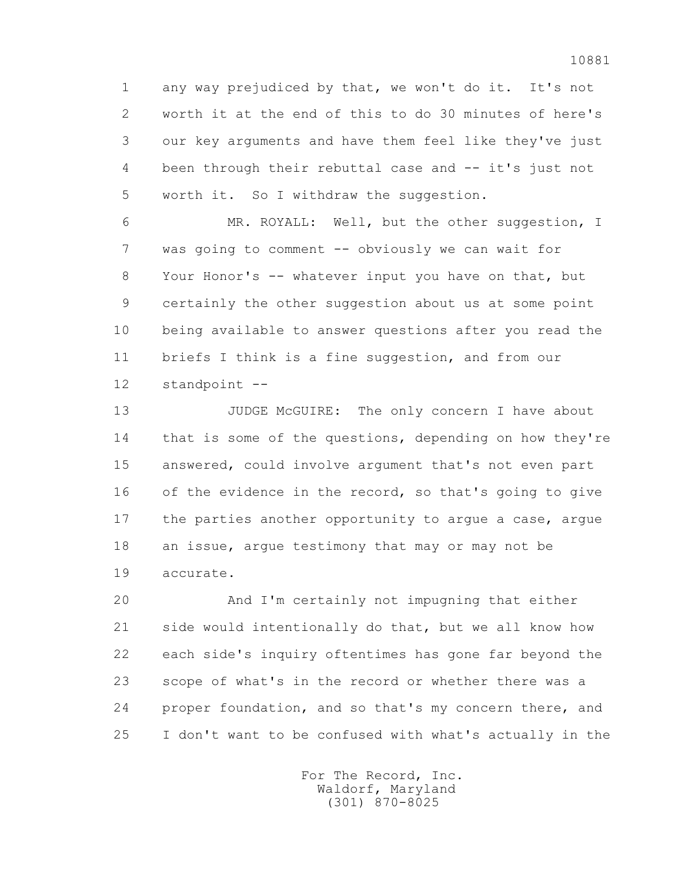any way prejudiced by that, we won't do it. It's not worth it at the end of this to do 30 minutes of here's our key arguments and have them feel like they've just been through their rebuttal case and -- it's just not worth it. So I withdraw the suggestion.

MR. ROYALL: Well, but the other suggestion, I was going to comment -- obviously we can wait for Your Honor's -- whatever input you have on that, but certainly the other suggestion about us at some point being available to answer questions after you read the briefs I think is a fine suggestion, and from our standpoint --

JUDGE McGUIRE: The only concern I have about that is some of the questions, depending on how they're answered, could involve argument that's not even part of the evidence in the record, so that's going to give the parties another opportunity to argue a case, argue an issue, argue testimony that may or may not be accurate.

And I'm certainly not impugning that either side would intentionally do that, but we all know how each side's inquiry oftentimes has gone far beyond the scope of what's in the record or whether there was a proper foundation, and so that's my concern there, and I don't want to be confused with what's actually in the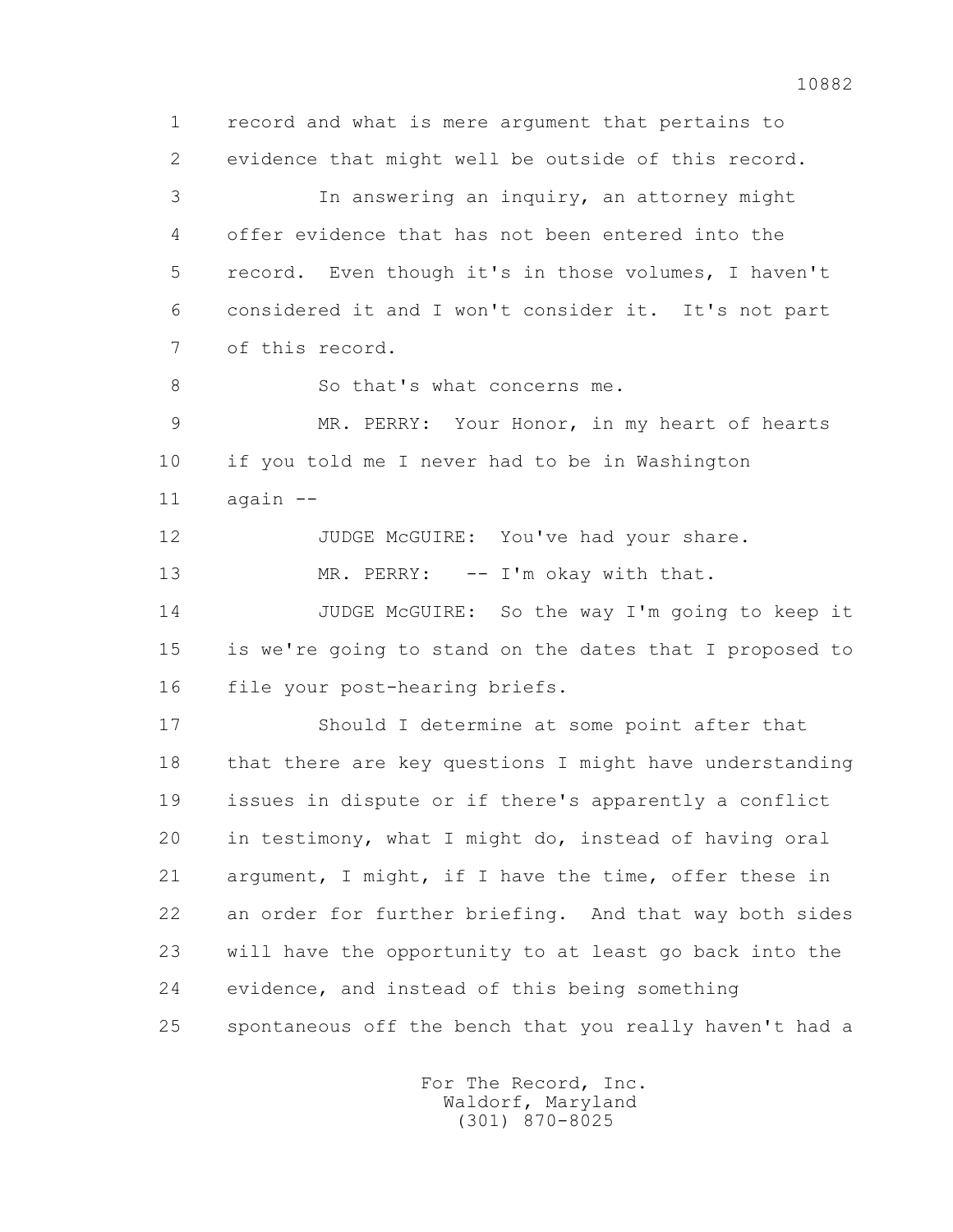1 record and what is mere argument that pertains to
2 evidence that might well be outside of this record.
3 In answering an inquiry, an attorney might
4 offer evidence that has not been entered into the
5 record. Even though it's in those volumes, I haven't
6 considered it and I won't consider it. It's not part
7 of this record.
8 So that's what concerns me.
9 MR. PERRY: Your Honor, in my heart of hearts
10 if you told me I never had to be in Washington
11 again --
12 JUDGE McGUIRE: You've had your share.
13 MR. PERRY: -- I'm okay with that.
14 JUDGE McGUIRE: So the way I'm going to keep it
15 is we're going to stand on the dates that I proposed to
16 file your post-hearing briefs.
17 Should I determine at some point after that
18 that there are key questions I might have understanding
19 issues in dispute or if there's apparently a conflict
20 in testimony, what I might do, instead of having oral
21 argument, I might, if I have the time, offer these in
22 an order for further briefing. And that way both sides
23 will have the opportunity to at least go back into the
24 evidence, and instead of this being something
25 spontaneous off the bench that you really haven't had a

For The Record, Inc.
Waldorf, Maryland
(301) 870-8025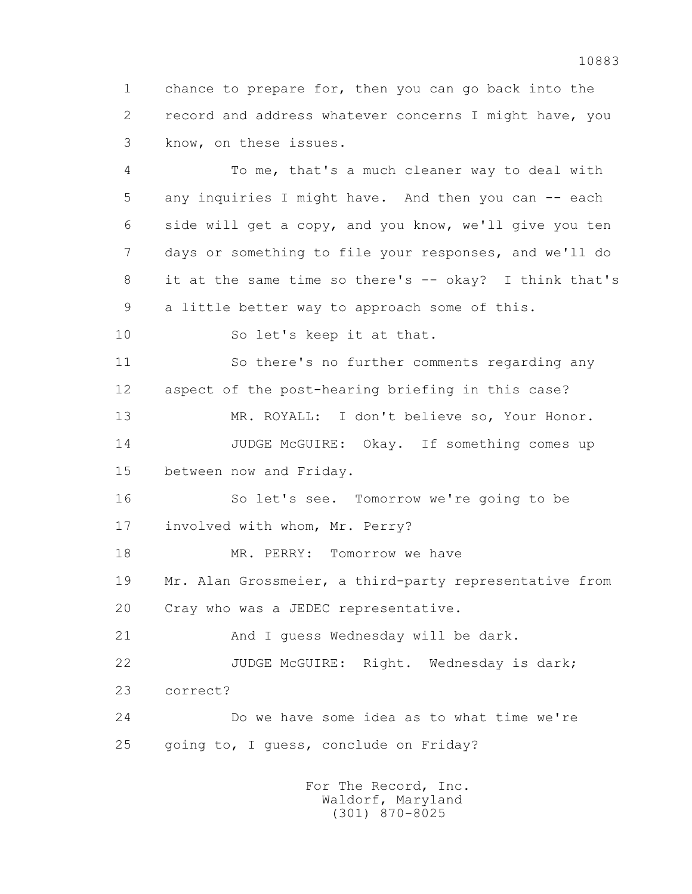1 chance to prepare for, then you can go back into the
2 record and address whatever concerns I might have, you
3 know, on these issues.

4 To me, that's a much cleaner way to deal with
5 any inquiries I might have. And then you can -- each
6 side will get a copy, and you know, we'll give you ten
7 days or something to file your responses, and we'll do
8 it at the same time so there's -- okay? I think that's
9 a little better way to approach some of this.

10 So let's keep it at that.

11 So there's no further comments regarding any
12 aspect of the post-hearing briefing in this case?

13 MR. ROYALL: I don't believe so, Your Honor.

14 JUDGE McGUIRE: Okay. If something comes up
15 between now and Friday.

16 So let's see. Tomorrow we're going to be
17 involved with whom, Mr. Perry?

18 MR. PERRY: Tomorrow we have
19 Mr. Alan Grossmeier, a third-party representative from
20 Cray who was a JEDEC representative.

21 And I guess Wednesday will be dark.

22 JUDGE McGUIRE: Right. Wednesday is dark;
23 correct?

24 Do we have some idea as to what time we're
25 going to, I guess, conclude on Friday?

For The Record, Inc.
Waldorf, Maryland
(301) 870-8025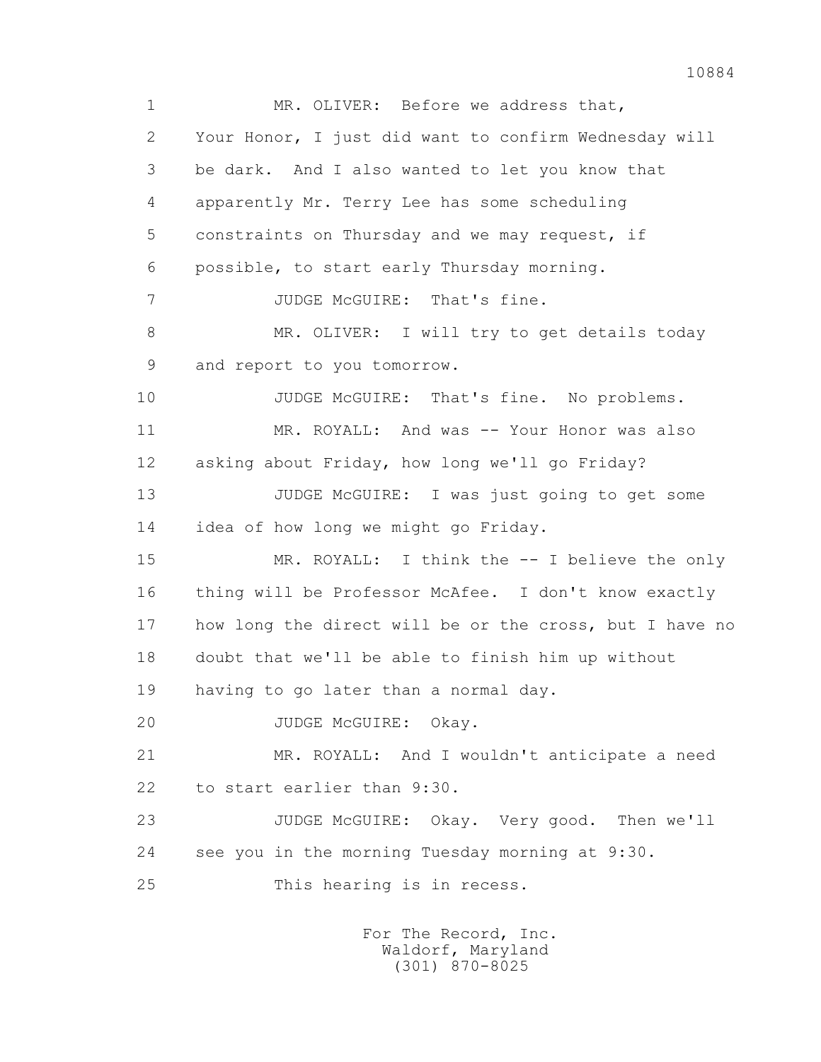1 MR. OLIVER: Before we address that,
2 Your Honor, I just did want to confirm Wednesday will
3 be dark. And I also wanted to let you know that
4 apparently Mr. Terry Lee has some scheduling
5 constraints on Thursday and we may request, if
6 possible, to start early Thursday morning.
7 JUDGE McGUIRE: That's fine.
8 MR. OLIVER: I will try to get details today
9 and report to you tomorrow.
10 JUDGE McGUIRE: That's fine. No problems.
11 MR. ROYALL: And was -- Your Honor was also
12 asking about Friday, how long we'll go Friday?
13 JUDGE McGUIRE: I was just going to get some
14 idea of how long we might go Friday.
15 MR. ROYALL: I think the -- I believe the only
16 thing will be Professor McAfee. I don't know exactly
17 how long the direct will be or the cross, but I have no
18 doubt that we'll be able to finish him up without
19 having to go later than a normal day.
20 JUDGE McGUIRE: Okay.
21 MR. ROYALL: And I wouldn't anticipate a need
22 to start earlier than 9:30.
23 JUDGE McGUIRE: Okay. Very good. Then we'll
24 see you in the morning Tuesday morning at 9:30.
25 This hearing is in recess.

For The Record, Inc.
Waldorf, Maryland
(301) 870-8025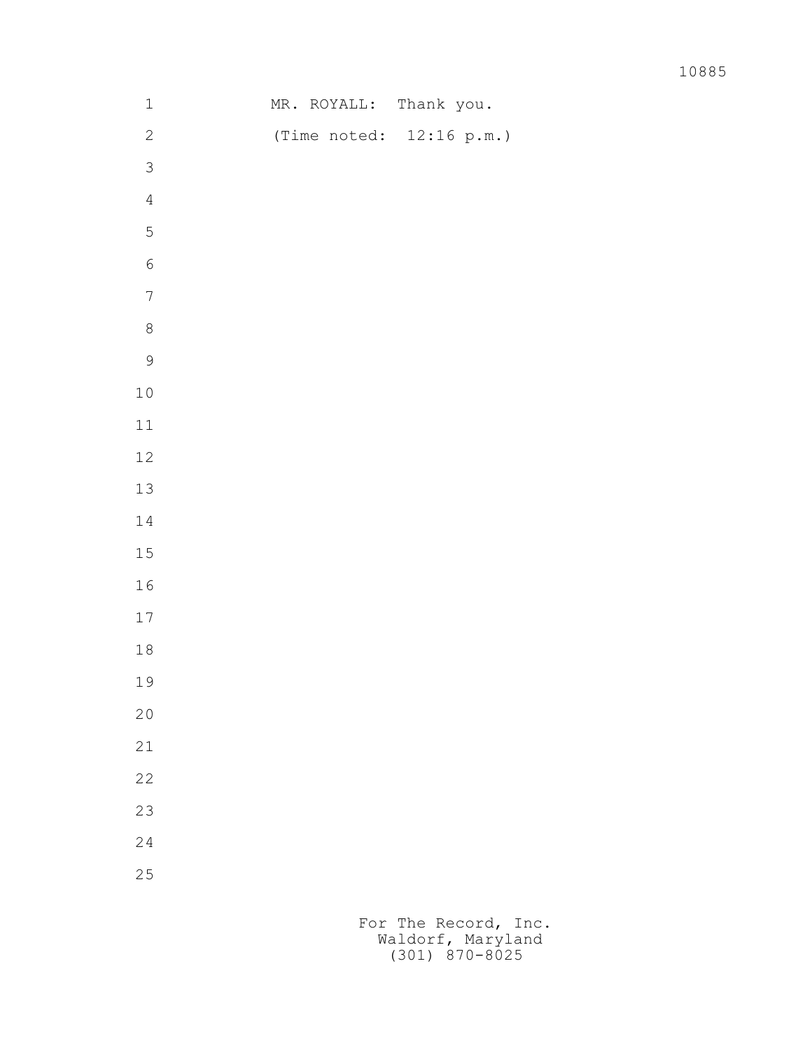MR. ROYALL: Thank you.

(Time noted: 12:16 p.m.)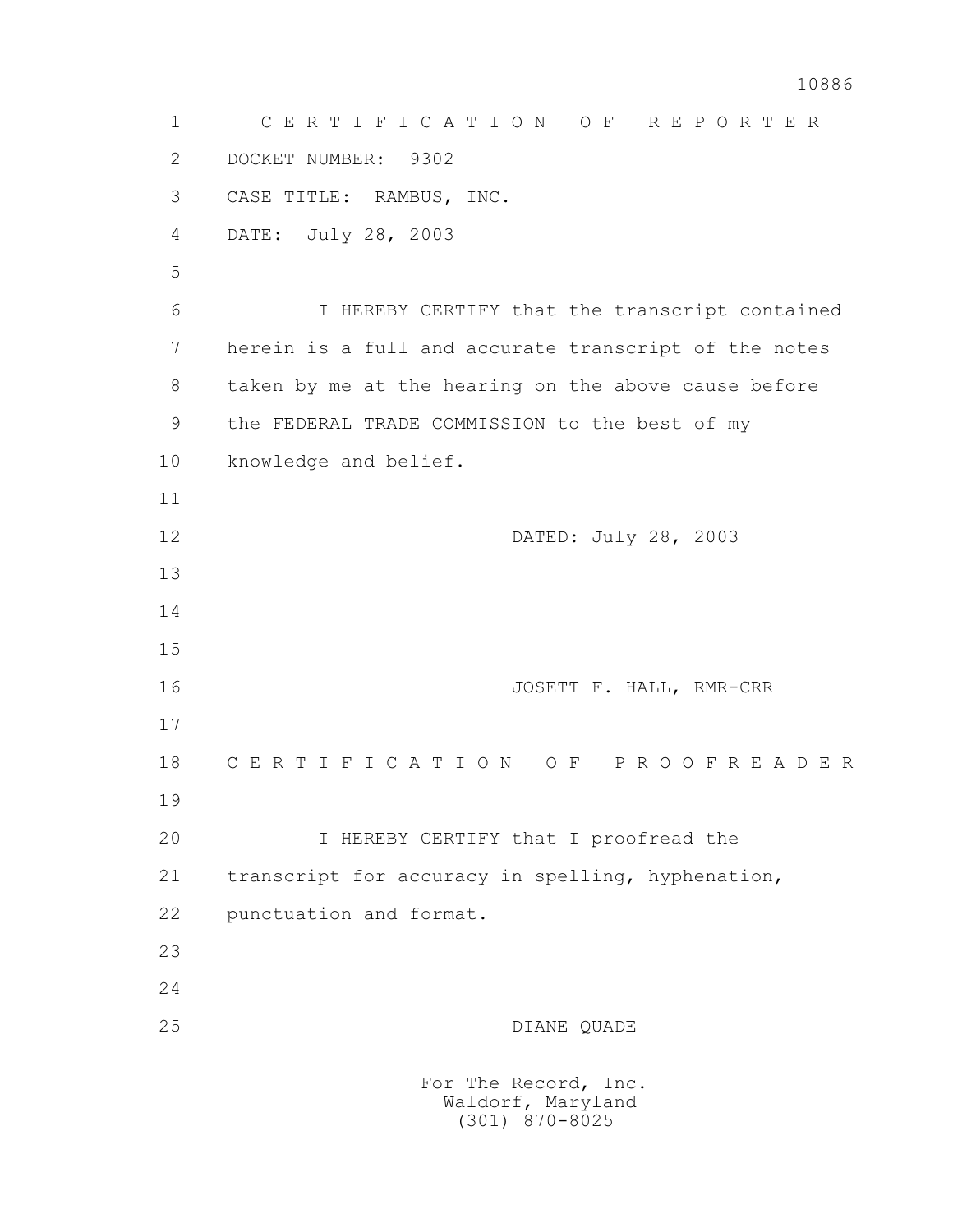# C E R T I F I C A T I O N   O F   R E P O R T E R

DOCKET NUMBER: 9302

CASE TITLE: RAMBUS, INC.

DATE: July 28, 2003

I HEREBY CERTIFY that the transcript contained herein is a full and accurate transcript of the notes taken by me at the hearing on the above cause before the FEDERAL TRADE COMMISSION to the best of my knowledge and belief.

DATED: July 28, 2003

JOSETT F. HALL, RMR-CRR

# C E R T I F I C A T I O N   O F   P R O O F R E A D E R

I HEREBY CERTIFY that I proofread the transcript for accuracy in spelling, hyphenation, punctuation and format.

DIANE QUADE

For The Record, Inc.
Waldorf, Maryland
(301) 870-8025